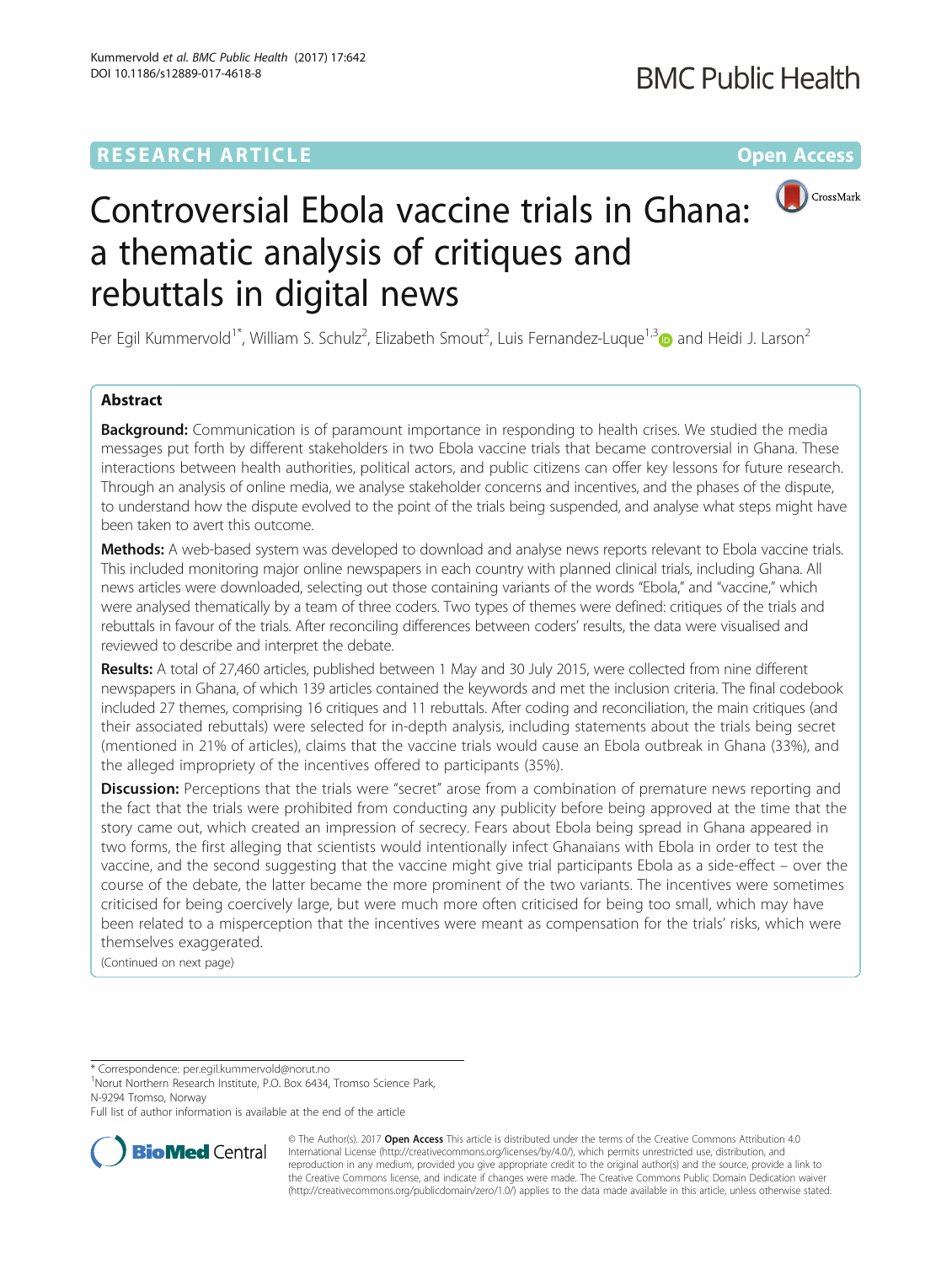RESEARCH ARTICLE

Open Access

# Controversial Ebola vaccine trials in Ghana: a thematic analysis of critiques and rebuttals in digital news

Per Egil Kummervold[1*], William S. Schulz[2], Elizabeth Smout[2], Luis Fernandez-Luque[1,3] and Heidi J. Larson[2]

## Abstract

**Background:** Communication is of paramount importance in responding to health crises. We studied the media messages put forth by different stakeholders in two Ebola vaccine trials that became controversial in Ghana. These interactions between health authorities, political actors, and public citizens can offer key lessons for future research. Through an analysis of online media, we analyse stakeholder concerns and incentives, and the phases of the dispute, to understand how the dispute evolved to the point of the trials being suspended, and analyse what steps might have been taken to avert this outcome.

**Methods:** A web-based system was developed to download and analyse news reports relevant to Ebola vaccine trials. This included monitoring major online newspapers in each country with planned clinical trials, including Ghana. All news articles were downloaded, selecting out those containing variants of the words "Ebola," and "vaccine," which were analysed thematically by a team of three coders. Two types of themes were defined: critiques of the trials and rebuttals in favour of the trials. After reconciling differences between coders' results, the data were visualised and reviewed to describe and interpret the debate.

**Results:** A total of 27,460 articles, published between 1 May and 30 July 2015, were collected from nine different newspapers in Ghana, of which 139 articles contained the keywords and met the inclusion criteria. The final codebook included 27 themes, comprising 16 critiques and 11 rebuttals. After coding and reconciliation, the main critiques (and their associated rebuttals) were selected for in-depth analysis, including statements about the trials being secret (mentioned in 21% of articles), claims that the vaccine trials would cause an Ebola outbreak in Ghana (33%), and the alleged impropriety of the incentives offered to participants (35%).

**Discussion:** Perceptions that the trials were "secret" arose from a combination of premature news reporting and the fact that the trials were prohibited from conducting any publicity before being approved at the time that the story came out, which created an impression of secrecy. Fears about Ebola being spread in Ghana appeared in two forms, the first alleging that scientists would intentionally infect Ghanaians with Ebola in order to test the vaccine, and the second suggesting that the vaccine might give trial participants Ebola as a side-effect – over the course of the debate, the latter became the more prominent of the two variants. The incentives were sometimes criticised for being coercively large, but were much more often criticised for being too small, which may have been related to a misperception that the incentives were meant as compensation for the trials' risks, which were themselves exaggerated.

(Continued on next page)

\* Correspondence: per.egil.kummervold@norut.no

[1]Norut Northern Research Institute, P.O. Box 6434, Tromso Science Park, N-9294 Tromso, Norway

Full list of author information is available at the end of the article

© The Author(s). 2017 **Open Access** This article is distributed under the terms of the Creative Commons Attribution 4.0 International License (http://creativecommons.org/licenses/by/4.0/), which permits unrestricted use, distribution, and reproduction in any medium, provided you give appropriate credit to the original author(s) and the source, provide a link to the Creative Commons license, and indicate if changes were made. The Creative Commons Public Domain Dedication waiver (http://creativecommons.org/publicdomain/zero/1.0/) applies to the data made available in this article, unless otherwise stated.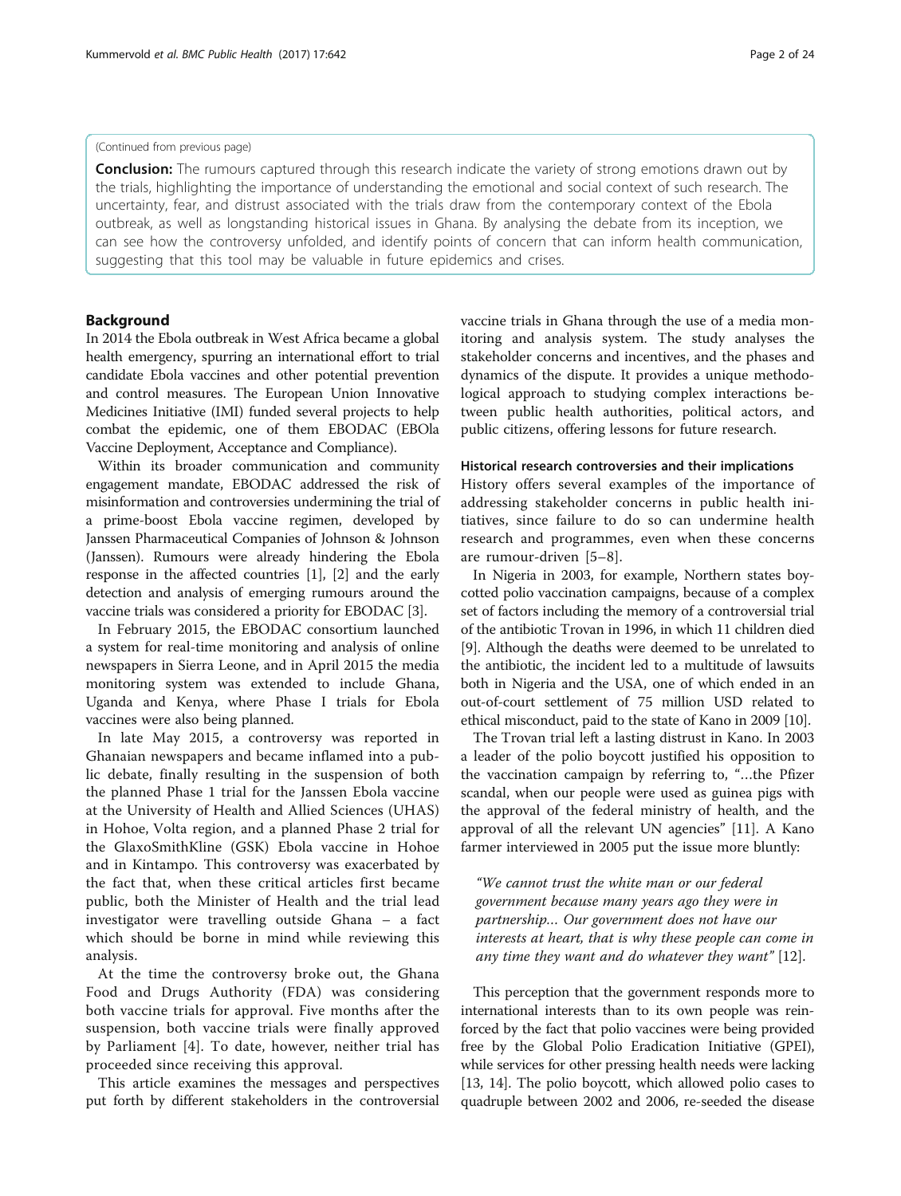(Continued from previous page)

**Conclusion:** The rumours captured through this research indicate the variety of strong emotions drawn out by the trials, highlighting the importance of understanding the emotional and social context of such research. The uncertainty, fear, and distrust associated with the trials draw from the contemporary context of the Ebola outbreak, as well as longstanding historical issues in Ghana. By analysing the debate from its inception, we can see how the controversy unfolded, and identify points of concern that can inform health communication, suggesting that this tool may be valuable in future epidemics and crises.

## Background

In 2014 the Ebola outbreak in West Africa became a global health emergency, spurring an international effort to trial candidate Ebola vaccines and other potential prevention and control measures. The European Union Innovative Medicines Initiative (IMI) funded several projects to help combat the epidemic, one of them EBODAC (EBOla Vaccine Deployment, Acceptance and Compliance).

Within its broader communication and community engagement mandate, EBODAC addressed the risk of misinformation and controversies undermining the trial of a prime-boost Ebola vaccine regimen, developed by Janssen Pharmaceutical Companies of Johnson & Johnson (Janssen). Rumours were already hindering the Ebola response in the affected countries [1], [2] and the early detection and analysis of emerging rumours around the vaccine trials was considered a priority for EBODAC [3].

In February 2015, the EBODAC consortium launched a system for real-time monitoring and analysis of online newspapers in Sierra Leone, and in April 2015 the media monitoring system was extended to include Ghana, Uganda and Kenya, where Phase I trials for Ebola vaccines were also being planned.

In late May 2015, a controversy was reported in Ghanaian newspapers and became inflamed into a public debate, finally resulting in the suspension of both the planned Phase 1 trial for the Janssen Ebola vaccine at the University of Health and Allied Sciences (UHAS) in Hohoe, Volta region, and a planned Phase 2 trial for the GlaxoSmithKline (GSK) Ebola vaccine in Hohoe and in Kintampo. This controversy was exacerbated by the fact that, when these critical articles first became public, both the Minister of Health and the trial lead investigator were travelling outside Ghana – a fact which should be borne in mind while reviewing this analysis.

At the time the controversy broke out, the Ghana Food and Drugs Authority (FDA) was considering both vaccine trials for approval. Five months after the suspension, both vaccine trials were finally approved by Parliament [4]. To date, however, neither trial has proceeded since receiving this approval.

This article examines the messages and perspectives put forth by different stakeholders in the controversial vaccine trials in Ghana through the use of a media monitoring and analysis system. The study analyses the stakeholder concerns and incentives, and the phases and dynamics of the dispute. It provides a unique methodological approach to studying complex interactions between public health authorities, political actors, and public citizens, offering lessons for future research.

### Historical research controversies and their implications

History offers several examples of the importance of addressing stakeholder concerns in public health initiatives, since failure to do so can undermine health research and programmes, even when these concerns are rumour-driven [5–8].

In Nigeria in 2003, for example, Northern states boycotted polio vaccination campaigns, because of a complex set of factors including the memory of a controversial trial of the antibiotic Trovan in 1996, in which 11 children died [9]. Although the deaths were deemed to be unrelated to the antibiotic, the incident led to a multitude of lawsuits both in Nigeria and the USA, one of which ended in an out-of-court settlement of 75 million USD related to ethical misconduct, paid to the state of Kano in 2009 [10].

The Trovan trial left a lasting distrust in Kano. In 2003 a leader of the polio boycott justified his opposition to the vaccination campaign by referring to, "…the Pfizer scandal, when our people were used as guinea pigs with the approval of the federal ministry of health, and the approval of all the relevant UN agencies" [11]. A Kano farmer interviewed in 2005 put the issue more bluntly:

> *"We cannot trust the white man or our federal government because many years ago they were in partnership… Our government does not have our interests at heart, that is why these people can come in any time they want and do whatever they want"* [12].

This perception that the government responds more to international interests than to its own people was reinforced by the fact that polio vaccines were being provided free by the Global Polio Eradication Initiative (GPEI), while services for other pressing health needs were lacking [13, 14]. The polio boycott, which allowed polio cases to quadruple between 2002 and 2006, re-seeded the disease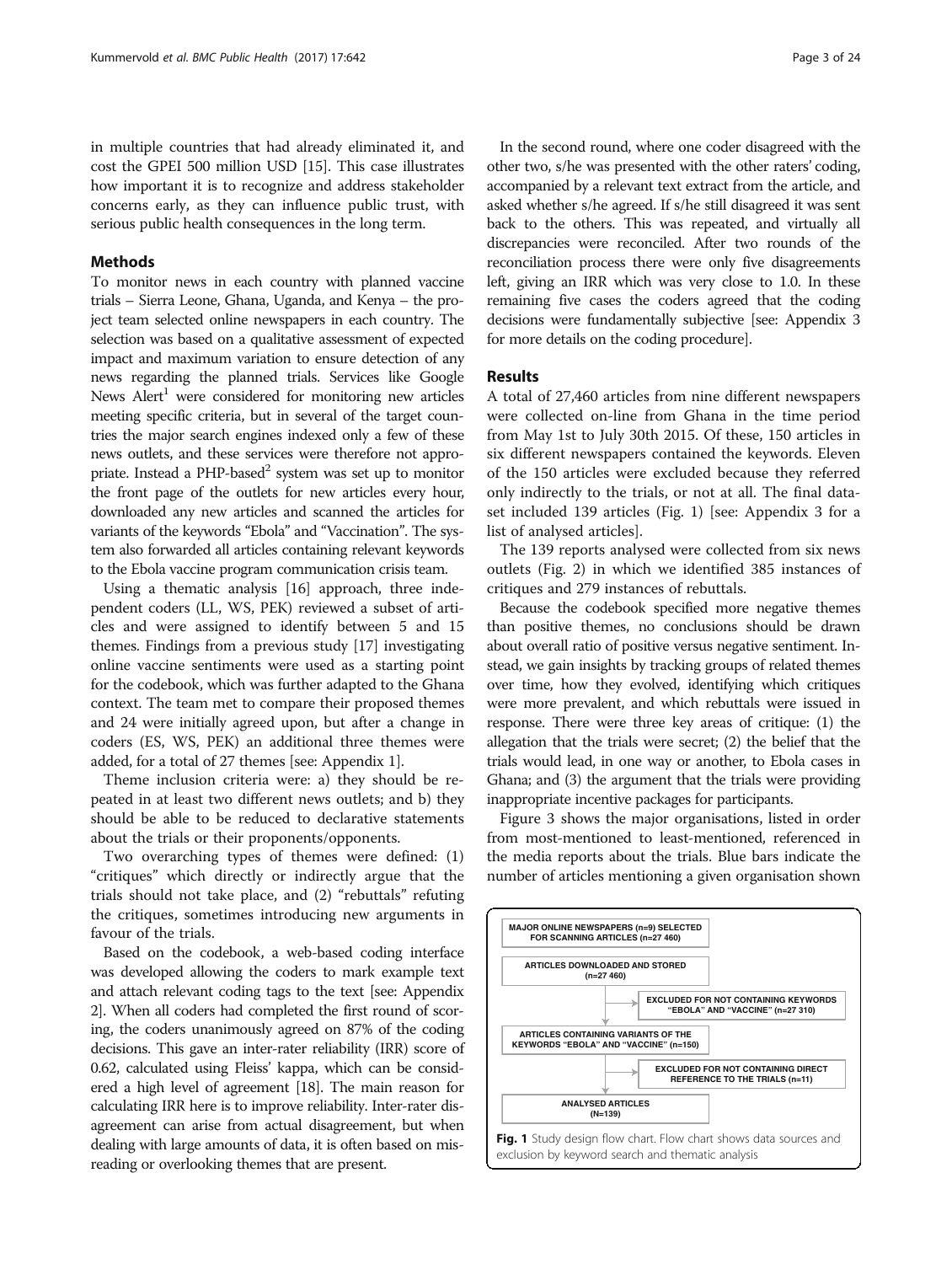in multiple countries that had already eliminated it, and cost the GPEI 500 million USD [15]. This case illustrates how important it is to recognize and address stakeholder concerns early, as they can influence public trust, with serious public health consequences in the long term.

## Methods

To monitor news in each country with planned vaccine trials – Sierra Leone, Ghana, Uganda, and Kenya – the project team selected online newspapers in each country. The selection was based on a qualitative assessment of expected impact and maximum variation to ensure detection of any news regarding the planned trials. Services like Google News Alert[1] were considered for monitoring new articles meeting specific criteria, but in several of the target countries the major search engines indexed only a few of these news outlets, and these services were therefore not appropriate. Instead a PHP-based[2] system was set up to monitor the front page of the outlets for new articles every hour, downloaded any new articles and scanned the articles for variants of the keywords "Ebola" and "Vaccination". The system also forwarded all articles containing relevant keywords to the Ebola vaccine program communication crisis team.

Using a thematic analysis [16] approach, three independent coders (LL, WS, PEK) reviewed a subset of articles and were assigned to identify between 5 and 15 themes. Findings from a previous study [17] investigating online vaccine sentiments were used as a starting point for the codebook, which was further adapted to the Ghana context. The team met to compare their proposed themes and 24 were initially agreed upon, but after a change in coders (ES, WS, PEK) an additional three themes were added, for a total of 27 themes [see: Appendix 1].

Theme inclusion criteria were: a) they should be repeated in at least two different news outlets; and b) they should be able to be reduced to declarative statements about the trials or their proponents/opponents.

Two overarching types of themes were defined: (1) "critiques" which directly or indirectly argue that the trials should not take place, and (2) "rebuttals" refuting the critiques, sometimes introducing new arguments in favour of the trials.

Based on the codebook, a web-based coding interface was developed allowing the coders to mark example text and attach relevant coding tags to the text [see: Appendix 2]. When all coders had completed the first round of scoring, the coders unanimously agreed on 87% of the coding decisions. This gave an inter-rater reliability (IRR) score of 0.62, calculated using Fleiss' kappa, which can be considered a high level of agreement [18]. The main reason for calculating IRR here is to improve reliability. Inter-rater disagreement can arise from actual disagreement, but when dealing with large amounts of data, it is often based on misreading or overlooking themes that are present.

In the second round, where one coder disagreed with the other two, s/he was presented with the other raters' coding, accompanied by a relevant text extract from the article, and asked whether s/he agreed. If s/he still disagreed it was sent back to the others. This was repeated, and virtually all discrepancies were reconciled. After two rounds of the reconciliation process there were only five disagreements left, giving an IRR which was very close to 1.0. In these remaining five cases the coders agreed that the coding decisions were fundamentally subjective [see: Appendix 3 for more details on the coding procedure].

## Results

A total of 27,460 articles from nine different newspapers were collected on-line from Ghana in the time period from May 1st to July 30th 2015. Of these, 150 articles in six different newspapers contained the keywords. Eleven of the 150 articles were excluded because they referred only indirectly to the trials, or not at all. The final dataset included 139 articles (Fig. 1) [see: Appendix 3 for a list of analysed articles].

The 139 reports analysed were collected from six news outlets (Fig. 2) in which we identified 385 instances of critiques and 279 instances of rebuttals.

Because the codebook specified more negative themes than positive themes, no conclusions should be drawn about overall ratio of positive versus negative sentiment. Instead, we gain insights by tracking groups of related themes over time, how they evolved, identifying which critiques were more prevalent, and which rebuttals were issued in response. There were three key areas of critique: (1) the allegation that the trials were secret; (2) the belief that the trials would lead, in one way or another, to Ebola cases in Ghana; and (3) the argument that the trials were providing inappropriate incentive packages for participants.

Figure 3 shows the major organisations, listed in order from most-mentioned to least-mentioned, referenced in the media reports about the trials. Blue bars indicate the number of articles mentioning a given organisation shown

MAJOR ONLINE NEWSPAPERS (n=9) SELECTED FOR SCANNING ARTICLES (n=27 460)
→ ARTICLES DOWNLOADED AND STORED (n=27 460)
→ EXCLUDED FOR NOT CONTAINING KEYWORDS "EBOLA" AND "VACCINE" (n=27 310)
→ ARTICLES CONTAINING VARIANTS OF THE KEYWORDS "EBOLA" AND "VACCINE" (n=150)
→ EXCLUDED FOR NOT CONTAINING DIRECT REFERENCE TO THE TRIALS (n=11)
→ ANALYSED ARTICLES (N=139)

**Fig. 1** Study design flow chart. Flow chart shows data sources and exclusion by keyword search and thematic analysis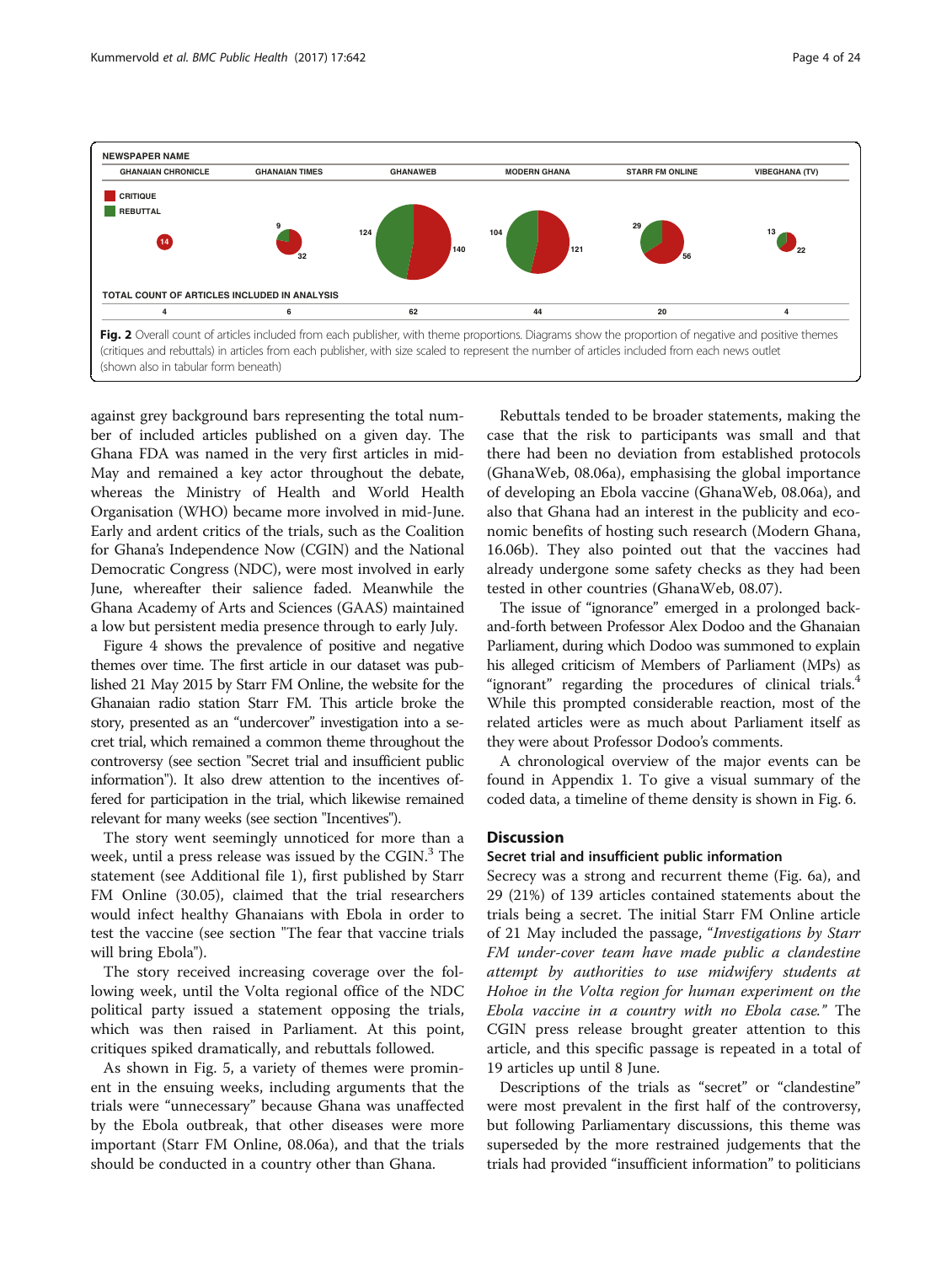| NEWSPAPER NAME | | | | | |
|---|---|---|---|---|---|
| GHANAIAN CHRONICLE | GHANAIAN TIMES | GHANAWEB | MODERN GHANA | STARR FM ONLINE | VIBEGHANA (TV) |
| CRITIQUE: 14 | REBUTTAL: 9; CRITIQUE: 32 | REBUTTAL: 124; CRITIQUE: 140 | REBUTTAL: 104; CRITIQUE: 121 | REBUTTAL: 29; CRITIQUE: 56 | REBUTTAL: 13; CRITIQUE: 22 |
| **TOTAL COUNT OF ARTICLES INCLUDED IN ANALYSIS** | | | | | |
| 4 | 6 | 62 | 44 | 20 | 4 |

**Fig. 2** Overall count of articles included from each publisher, with theme proportions. Diagrams show the proportion of negative and positive themes (critiques and rebuttals) in articles from each publisher, with size scaled to represent the number of articles included from each news outlet (shown also in tabular form beneath)

against grey background bars representing the total number of included articles published on a given day. The Ghana FDA was named in the very first articles in mid-May and remained a key actor throughout the debate, whereas the Ministry of Health and World Health Organisation (WHO) became more involved in mid-June. Early and ardent critics of the trials, such as the Coalition for Ghana's Independence Now (CGIN) and the National Democratic Congress (NDC), were most involved in early June, whereafter their salience faded. Meanwhile the Ghana Academy of Arts and Sciences (GAAS) maintained a low but persistent media presence through to early July.

Figure 4 shows the prevalence of positive and negative themes over time. The first article in our dataset was published 21 May 2015 by Starr FM Online, the website for the Ghanaian radio station Starr FM. This article broke the story, presented as an "undercover" investigation into a secret trial, which remained a common theme throughout the controversy (see section "Secret trial and insufficient public information"). It also drew attention to the incentives offered for participation in the trial, which likewise remained relevant for many weeks (see section "Incentives").

The story went seemingly unnoticed for more than a week, until a press release was issued by the CGIN.[3] The statement (see Additional file 1), first published by Starr FM Online (30.05), claimed that the trial researchers would infect healthy Ghanaians with Ebola in order to test the vaccine (see section "The fear that vaccine trials will bring Ebola").

The story received increasing coverage over the following week, until the Volta regional office of the NDC political party issued a statement opposing the trials, which was then raised in Parliament. At this point, critiques spiked dramatically, and rebuttals followed.

As shown in Fig. 5, a variety of themes were prominent in the ensuing weeks, including arguments that the trials were "unnecessary" because Ghana was unaffected by the Ebola outbreak, that other diseases were more important (Starr FM Online, 08.06a), and that the trials should be conducted in a country other than Ghana.

Rebuttals tended to be broader statements, making the case that the risk to participants was small and that there had been no deviation from established protocols (GhanaWeb, 08.06a), emphasising the global importance of developing an Ebola vaccine (GhanaWeb, 08.06a), and also that Ghana had an interest in the publicity and economic benefits of hosting such research (Modern Ghana, 16.06b). They also pointed out that the vaccines had already undergone some safety checks as they had been tested in other countries (GhanaWeb, 08.07).

The issue of "ignorance" emerged in a prolonged back-and-forth between Professor Alex Dodoo and the Ghanaian Parliament, during which Dodoo was summoned to explain his alleged criticism of Members of Parliament (MPs) as "ignorant" regarding the procedures of clinical trials.[4] While this prompted considerable reaction, most of the related articles were as much about Parliament itself as they were about Professor Dodoo's comments.

A chronological overview of the major events can be found in Appendix 1. To give a visual summary of the coded data, a timeline of theme density is shown in Fig. 6.

## Discussion

### Secret trial and insufficient public information

Secrecy was a strong and recurrent theme (Fig. 6a), and 29 (21%) of 139 articles contained statements about the trials being a secret. The initial Starr FM Online article of 21 May included the passage, "*Investigations by Starr FM under-cover team have made public a clandestine attempt by authorities to use midwifery students at Hohoe in the Volta region for human experiment on the Ebola vaccine in a country with no Ebola case.*" The CGIN press release brought greater attention to this article, and this specific passage is repeated in a total of 19 articles up until 8 June.

Descriptions of the trials as "secret" or "clandestine" were most prevalent in the first half of the controversy, but following Parliamentary discussions, this theme was superseded by the more restrained judgements that the trials had provided "insufficient information" to politicians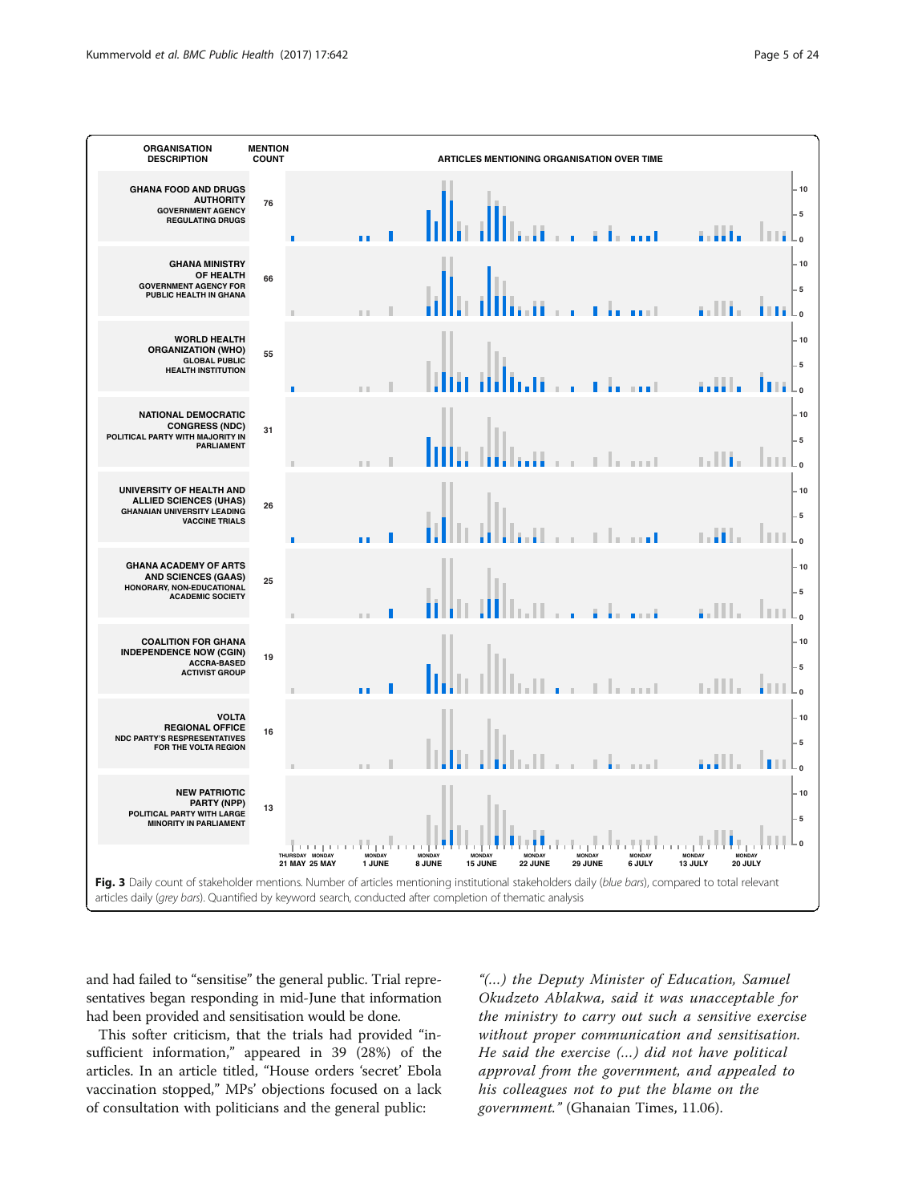**Fig. 3** Daily count of stakeholder mentions. Number of articles mentioning institutional stakeholders daily (*blue bars*), compared to total relevant articles daily (*grey bars*). Quantified by keyword search, conducted after completion of thematic analysis

and had failed to "sensitise" the general public. Trial representatives began responding in mid-June that information had been provided and sensitisation would be done.

This softer criticism, that the trials had provided "insufficient information," appeared in 39 (28%) of the articles. In an article titled, "House orders 'secret' Ebola vaccination stopped," MPs' objections focused on a lack of consultation with politicians and the general public:

> *"(…) the Deputy Minister of Education, Samuel Okudzeto Ablakwa, said it was unacceptable for the ministry to carry out such a sensitive exercise without proper communication and sensitisation. He said the exercise (…) did not have political approval from the government, and appealed to his colleagues not to put the blame on the government."* (Ghanaian Times, 11.06).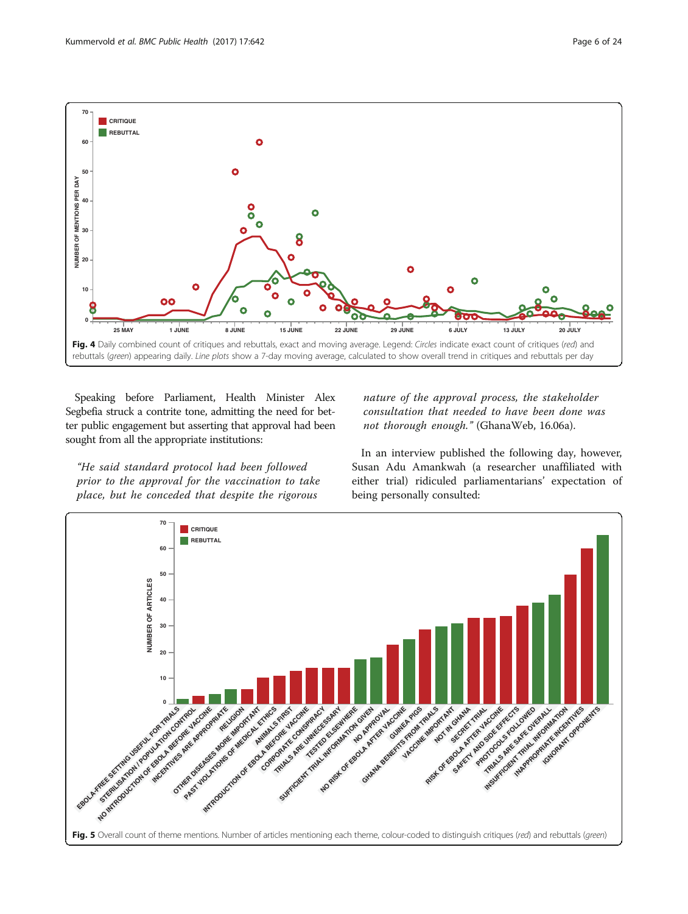**Fig. 4** Daily combined count of critiques and rebuttals, exact and moving average. Legend: *Circles* indicate exact count of critiques (*red*) and rebuttals (*green*) appearing daily. *Line plots* show a 7-day moving average, calculated to show overall trend in critiques and rebuttals per day

Speaking before Parliament, Health Minister Alex Segbefia struck a contrite tone, admitting the need for better public engagement but asserting that approval had been sought from all the appropriate institutions:

> *"He said standard protocol had been followed prior to the approval for the vaccination to take place, but he conceded that despite the rigorous nature of the approval process, the stakeholder consultation that needed to have been done was not thorough enough."* (GhanaWeb, 16.06a).

In an interview published the following day, however, Susan Adu Amankwah (a researcher unaffiliated with either trial) ridiculed parliamentarians' expectation of being personally consulted:

**Fig. 5** Overall count of theme mentions. Number of articles mentioning each theme, colour-coded to distinguish critiques (*red*) and rebuttals (*green*)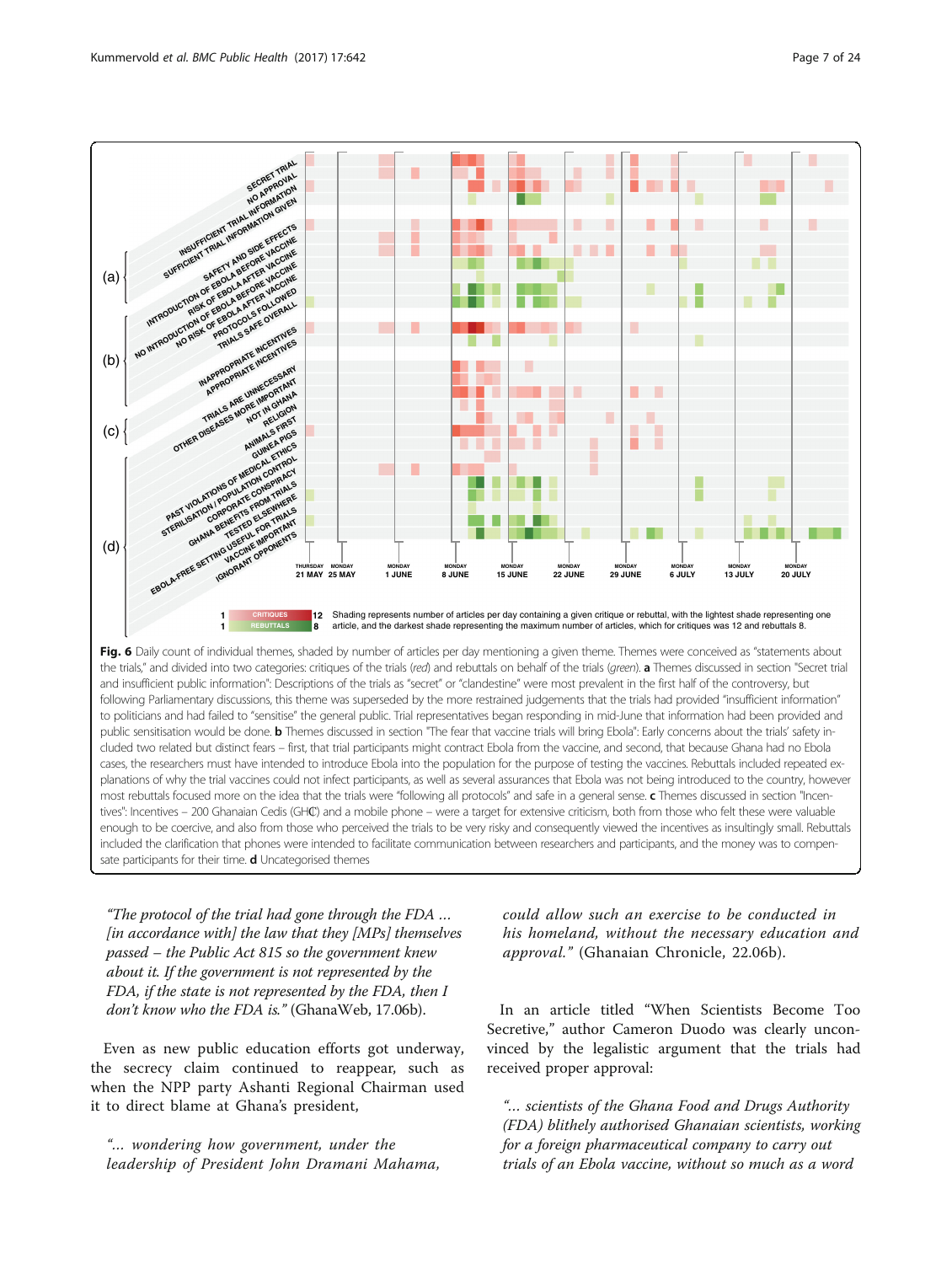**Fig. 6** Daily count of individual themes, shaded by number of articles per day mentioning a given theme. Themes were conceived as "statements about the trials," and divided into two categories: critiques of the trials (*red*) and rebuttals on behalf of the trials (*green*). **a** Themes discussed in section "Secret trial and insufficient public information": Descriptions of the trials as "secret" or "clandestine" were most prevalent in the first half of the controversy, but following Parliamentary discussions, this theme was superseded by the more restrained judgements that the trials had provided "insufficient information" to politicians and had failed to "sensitise" the general public. Trial representatives began responding in mid-June that information had been provided and public sensitisation would be done. **b** Themes discussed in section "The fear that vaccine trials will bring Ebola": Early concerns about the trials' safety included two related but distinct fears – first, that trial participants might contract Ebola from the vaccine, and second, that because Ghana had no Ebola cases, the researchers must have intended to introduce Ebola into the population for the purpose of testing the vaccines. Rebuttals included repeated explanations of why the trial vaccines could not infect participants, as well as several assurances that Ebola was not being introduced to the country, however most rebuttals focused more on the idea that the trials were "following all protocols" and safe in a general sense. **c** Themes discussed in section "Incentives": Incentives – 200 Ghanaian Cedis (GH₵) and a mobile phone – were a target for extensive criticism, both from those who felt these were valuable enough to be coercive, and also from those who perceived the trials to be very risky and consequently viewed the incentives as insultingly small. Rebuttals included the clarification that phones were intended to facilitate communication between researchers and participants, and the money was to compensate participants for their time. **d** Uncategorised themes

> "The protocol of the trial had gone through the FDA ... [in accordance with] the law that they [MPs] themselves passed – the Public Act 815 so the government knew about it. If the government is not represented by the FDA, if the state is not represented by the FDA, then I don't know who the FDA is." (GhanaWeb, 17.06b).

Even as new public education efforts got underway, the secrecy claim continued to reappear, such as when the NPP party Ashanti Regional Chairman used it to direct blame at Ghana's president,

> "... wondering how government, under the leadership of President John Dramani Mahama, could allow such an exercise to be conducted in his homeland, without the necessary education and approval." (Ghanaian Chronicle, 22.06b).

In an article titled "When Scientists Become Too Secretive," author Cameron Duodo was clearly unconvinced by the legalistic argument that the trials had received proper approval:

> "... scientists of the Ghana Food and Drugs Authority (FDA) blithely authorised Ghanaian scientists, working for a foreign pharmaceutical company to carry out trials of an Ebola vaccine, without so much as a word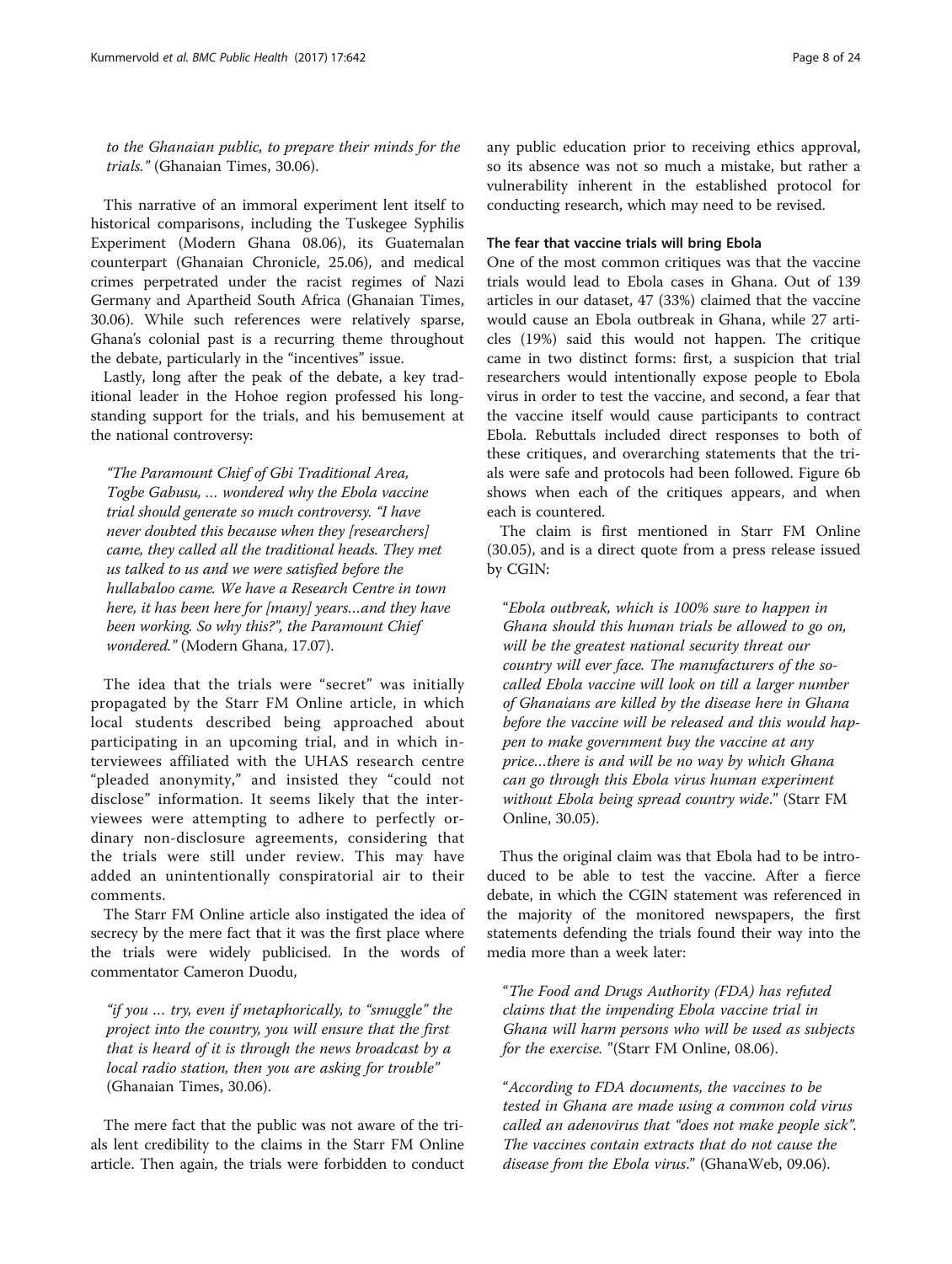*to the Ghanaian public, to prepare their minds for the trials."* (Ghanaian Times, 30.06).

This narrative of an immoral experiment lent itself to historical comparisons, including the Tuskegee Syphilis Experiment (Modern Ghana 08.06), its Guatemalan counterpart (Ghanaian Chronicle, 25.06), and medical crimes perpetrated under the racist regimes of Nazi Germany and Apartheid South Africa (Ghanaian Times, 30.06). While such references were relatively sparse, Ghana's colonial past is a recurring theme throughout the debate, particularly in the "incentives" issue.

Lastly, long after the peak of the debate, a key traditional leader in the Hohoe region professed his long-standing support for the trials, and his bemusement at the national controversy:

> *"The Paramount Chief of Gbi Traditional Area, Togbe Gabusu, … wondered why the Ebola vaccine trial should generate so much controversy. "I have never doubted this because when they [researchers] came, they called all the traditional heads. They met us talked to us and we were satisfied before the hullabaloo came. We have a Research Centre in town here, it has been here for [many] years…and they have been working. So why this?", the Paramount Chief wondered."* (Modern Ghana, 17.07).

The idea that the trials were "secret" was initially propagated by the Starr FM Online article, in which local students described being approached about participating in an upcoming trial, and in which interviewees affiliated with the UHAS research centre "pleaded anonymity," and insisted they "could not disclose" information. It seems likely that the interviewees were attempting to adhere to perfectly ordinary non-disclosure agreements, considering that the trials were still under review. This may have added an unintentionally conspiratorial air to their comments.

The Starr FM Online article also instigated the idea of secrecy by the mere fact that it was the first place where the trials were widely publicised. In the words of commentator Cameron Duodu,

> *"if you … try, even if metaphorically, to "smuggle" the project into the country, you will ensure that the first that is heard of it is through the news broadcast by a local radio station, then you are asking for trouble"* (Ghanaian Times, 30.06).

The mere fact that the public was not aware of the trials lent credibility to the claims in the Starr FM Online article. Then again, the trials were forbidden to conduct any public education prior to receiving ethics approval, so its absence was not so much a mistake, but rather a vulnerability inherent in the established protocol for conducting research, which may need to be revised.

#### The fear that vaccine trials will bring Ebola

One of the most common critiques was that the vaccine trials would lead to Ebola cases in Ghana. Out of 139 articles in our dataset, 47 (33%) claimed that the vaccine would cause an Ebola outbreak in Ghana, while 27 articles (19%) said this would not happen. The critique came in two distinct forms: first, a suspicion that trial researchers would intentionally expose people to Ebola virus in order to test the vaccine, and second, a fear that the vaccine itself would cause participants to contract Ebola. Rebuttals included direct responses to both of these critiques, and overarching statements that the trials were safe and protocols had been followed. Figure 6b shows when each of the critiques appears, and when each is countered.

The claim is first mentioned in Starr FM Online (30.05), and is a direct quote from a press release issued by CGIN:

> "*Ebola outbreak, which is 100% sure to happen in Ghana should this human trials be allowed to go on, will be the greatest national security threat our country will ever face. The manufacturers of the so-called Ebola vaccine will look on till a larger number of Ghanaians are killed by the disease here in Ghana before the vaccine will be released and this would happen to make government buy the vaccine at any price…there is and will be no way by which Ghana can go through this Ebola virus human experiment without Ebola being spread country wide*." (Starr FM Online, 30.05).

Thus the original claim was that Ebola had to be introduced to be able to test the vaccine. After a fierce debate, in which the CGIN statement was referenced in the majority of the monitored newspapers, the first statements defending the trials found their way into the media more than a week later:

> "*The Food and Drugs Authority (FDA) has refuted claims that the impending Ebola vaccine trial in Ghana will harm persons who will be used as subjects for the exercise.* "(Starr FM Online, 08.06).

> "*According to FDA documents, the vaccines to be tested in Ghana are made using a common cold virus called an adenovirus that "does not make people sick". The vaccines contain extracts that do not cause the disease from the Ebola virus*." (GhanaWeb, 09.06).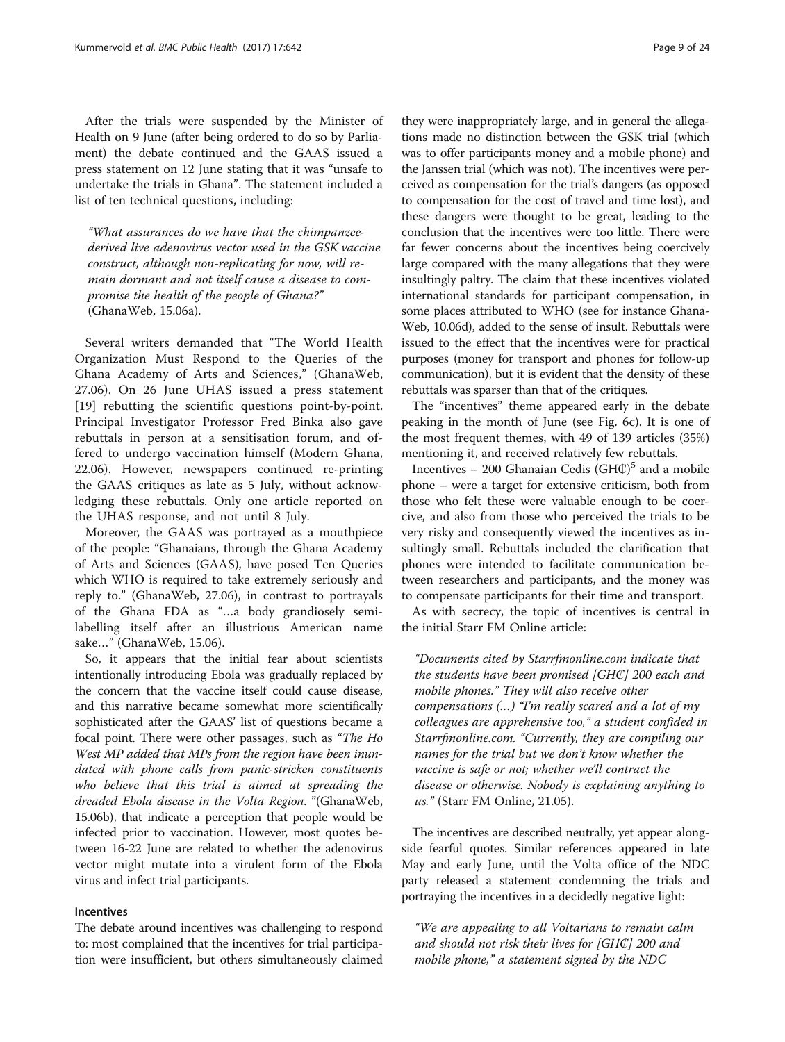After the trials were suspended by the Minister of Health on 9 June (after being ordered to do so by Parliament) the debate continued and the GAAS issued a press statement on 12 June stating that it was "unsafe to undertake the trials in Ghana". The statement included a list of ten technical questions, including:

> *"What assurances do we have that the chimpanzee-derived live adenovirus vector used in the GSK vaccine construct, although non-replicating for now, will remain dormant and not itself cause a disease to compromise the health of the people of Ghana?"* (GhanaWeb, 15.06a).

Several writers demanded that "The World Health Organization Must Respond to the Queries of the Ghana Academy of Arts and Sciences," (GhanaWeb, 27.06). On 26 June UHAS issued a press statement [19] rebutting the scientific questions point-by-point. Principal Investigator Professor Fred Binka also gave rebuttals in person at a sensitisation forum, and offered to undergo vaccination himself (Modern Ghana, 22.06). However, newspapers continued re-printing the GAAS critiques as late as 5 July, without acknowledging these rebuttals. Only one article reported on the UHAS response, and not until 8 July.

Moreover, the GAAS was portrayed as a mouthpiece of the people: "Ghanaians, through the Ghana Academy of Arts and Sciences (GAAS), have posed Ten Queries which WHO is required to take extremely seriously and reply to." (GhanaWeb, 27.06), in contrast to portrayals of the Ghana FDA as "…a body grandiosely semi-labelling itself after an illustrious American name sake…" (GhanaWeb, 15.06).

So, it appears that the initial fear about scientists intentionally introducing Ebola was gradually replaced by the concern that the vaccine itself could cause disease, and this narrative became somewhat more scientifically sophisticated after the GAAS' list of questions became a focal point. There were other passages, such as "*The Ho West MP added that MPs from the region have been inundated with phone calls from panic-stricken constituents who believe that this trial is aimed at spreading the dreaded Ebola disease in the Volta Region*. "(GhanaWeb, 15.06b), that indicate a perception that people would be infected prior to vaccination. However, most quotes between 16-22 June are related to whether the adenovirus vector might mutate into a virulent form of the Ebola virus and infect trial participants.

### Incentives

The debate around incentives was challenging to respond to: most complained that the incentives for trial participation were insufficient, but others simultaneously claimed they were inappropriately large, and in general the allegations made no distinction between the GSK trial (which was to offer participants money and a mobile phone) and the Janssen trial (which was not). The incentives were perceived as compensation for the trial's dangers (as opposed to compensation for the cost of travel and time lost), and these dangers were thought to be great, leading to the conclusion that the incentives were too little. There were far fewer concerns about the incentives being coercively large compared with the many allegations that they were insultingly paltry. The claim that these incentives violated international standards for participant compensation, in some places attributed to WHO (see for instance GhanaWeb, 10.06d), added to the sense of insult. Rebuttals were issued to the effect that the incentives were for practical purposes (money for transport and phones for follow-up communication), but it is evident that the density of these rebuttals was sparser than that of the critiques.

The "incentives" theme appeared early in the debate peaking in the month of June (see Fig. 6c). It is one of the most frequent themes, with 49 of 139 articles (35%) mentioning it, and received relatively few rebuttals.

Incentives – 200 Ghanaian Cedis (GH₵)[5] and a mobile phone – were a target for extensive criticism, both from those who felt these were valuable enough to be coercive, and also from those who perceived the trials to be very risky and consequently viewed the incentives as insultingly small. Rebuttals included the clarification that phones were intended to facilitate communication between researchers and participants, and the money was to compensate participants for their time and transport.

As with secrecy, the topic of incentives is central in the initial Starr FM Online article:

> *"Documents cited by Starrfmonline.com indicate that the students have been promised [GH₵] 200 each and mobile phones." They will also receive other compensations (…) "I'm really scared and a lot of my colleagues are apprehensive too," a student confided in Starrfmonline.com. "Currently, they are compiling our names for the trial but we don't know whether the vaccine is safe or not; whether we'll contract the disease or otherwise. Nobody is explaining anything to us."* (Starr FM Online, 21.05).

The incentives are described neutrally, yet appear alongside fearful quotes. Similar references appeared in late May and early June, until the Volta office of the NDC party released a statement condemning the trials and portraying the incentives in a decidedly negative light:

> *"We are appealing to all Voltarians to remain calm and should not risk their lives for [GH₵] 200 and mobile phone," a statement signed by the NDC*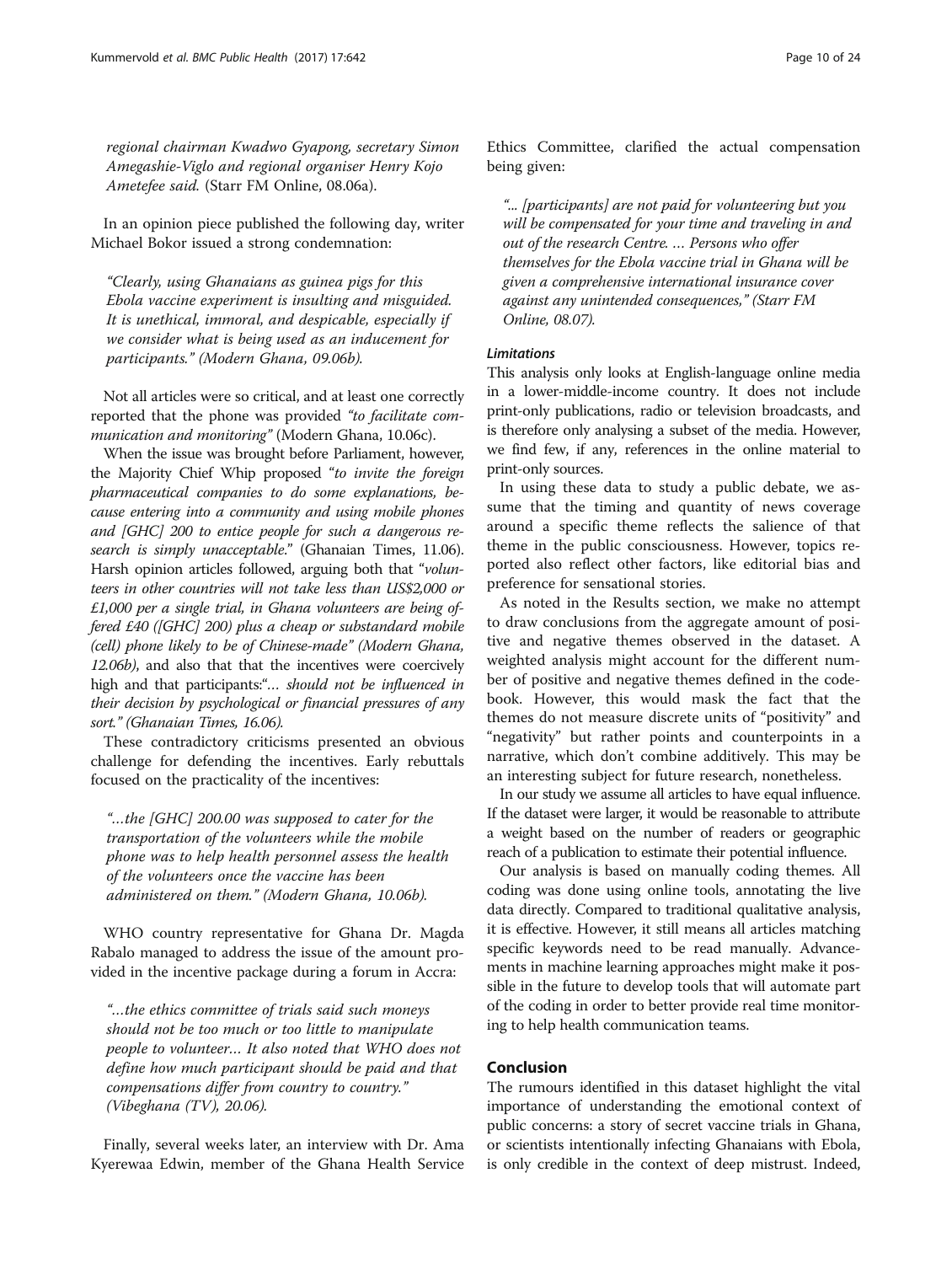*regional chairman Kwadwo Gyapong, secretary Simon Amegashie-Viglo and regional organiser Henry Kojo Ametefee said.* (Starr FM Online, 08.06a).

In an opinion piece published the following day, writer Michael Bokor issued a strong condemnation:

> *"Clearly, using Ghanaians as guinea pigs for this Ebola vaccine experiment is insulting and misguided. It is unethical, immoral, and despicable, especially if we consider what is being used as an inducement for participants." (Modern Ghana, 09.06b).*

Not all articles were so critical, and at least one correctly reported that the phone was provided *"to facilitate communication and monitoring"* (Modern Ghana, 10.06c).

When the issue was brought before Parliament, however, the Majority Chief Whip proposed *"to invite the foreign pharmaceutical companies to do some explanations, because entering into a community and using mobile phones and [GHC] 200 to entice people for such a dangerous research is simply unacceptable."* (Ghanaian Times, 11.06). Harsh opinion articles followed, arguing both that *"volunteers in other countries will not take less than US$2,000 or £1,000 per a single trial, in Ghana volunteers are being offered £40 ([GHC] 200) plus a cheap or substandard mobile (cell) phone likely to be of Chinese-made" (Modern Ghana, 12.06b)*, and also that that the incentives were coercively high and that participants:*"… should not be influenced in their decision by psychological or financial pressures of any sort." (Ghanaian Times, 16.06).*

These contradictory criticisms presented an obvious challenge for defending the incentives. Early rebuttals focused on the practicality of the incentives:

> *"…the [GHC] 200.00 was supposed to cater for the transportation of the volunteers while the mobile phone was to help health personnel assess the health of the volunteers once the vaccine has been administered on them." (Modern Ghana, 10.06b).*

WHO country representative for Ghana Dr. Magda Rabalo managed to address the issue of the amount provided in the incentive package during a forum in Accra:

> *"…the ethics committee of trials said such moneys should not be too much or too little to manipulate people to volunteer… It also noted that WHO does not define how much participant should be paid and that compensations differ from country to country." (Vibeghana (TV), 20.06).*

Finally, several weeks later, an interview with Dr. Ama Kyerewaa Edwin, member of the Ghana Health Service Ethics Committee, clarified the actual compensation being given:

> *"... [participants] are not paid for volunteering but you will be compensated for your time and traveling in and out of the research Centre. … Persons who offer themselves for the Ebola vaccine trial in Ghana will be given a comprehensive international insurance cover against any unintended consequences," (Starr FM Online, 08.07).*

#### *Limitations*

This analysis only looks at English-language online media in a lower-middle-income country. It does not include print-only publications, radio or television broadcasts, and is therefore only analysing a subset of the media. However, we find few, if any, references in the online material to print-only sources.

In using these data to study a public debate, we assume that the timing and quantity of news coverage around a specific theme reflects the salience of that theme in the public consciousness. However, topics reported also reflect other factors, like editorial bias and preference for sensational stories.

As noted in the Results section, we make no attempt to draw conclusions from the aggregate amount of positive and negative themes observed in the dataset. A weighted analysis might account for the different number of positive and negative themes defined in the codebook. However, this would mask the fact that the themes do not measure discrete units of "positivity" and "negativity" but rather points and counterpoints in a narrative, which don't combine additively. This may be an interesting subject for future research, nonetheless.

In our study we assume all articles to have equal influence. If the dataset were larger, it would be reasonable to attribute a weight based on the number of readers or geographic reach of a publication to estimate their potential influence.

Our analysis is based on manually coding themes. All coding was done using online tools, annotating the live data directly. Compared to traditional qualitative analysis, it is effective. However, it still means all articles matching specific keywords need to be read manually. Advancements in machine learning approaches might make it possible in the future to develop tools that will automate part of the coding in order to better provide real time monitoring to help health communication teams.

## Conclusion

The rumours identified in this dataset highlight the vital importance of understanding the emotional context of public concerns: a story of secret vaccine trials in Ghana, or scientists intentionally infecting Ghanaians with Ebola, is only credible in the context of deep mistrust. Indeed,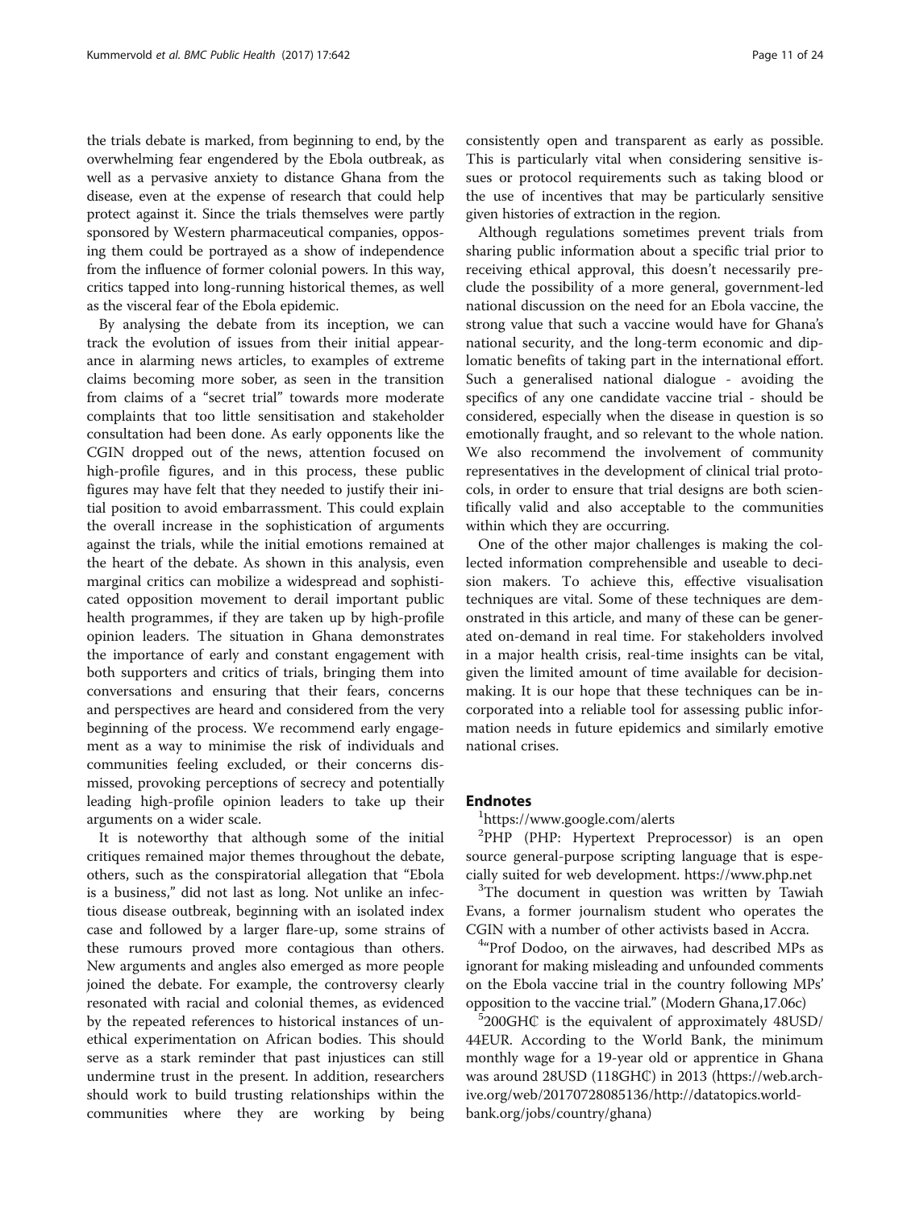the trials debate is marked, from beginning to end, by the overwhelming fear engendered by the Ebola outbreak, as well as a pervasive anxiety to distance Ghana from the disease, even at the expense of research that could help protect against it. Since the trials themselves were partly sponsored by Western pharmaceutical companies, opposing them could be portrayed as a show of independence from the influence of former colonial powers. In this way, critics tapped into long-running historical themes, as well as the visceral fear of the Ebola epidemic.

By analysing the debate from its inception, we can track the evolution of issues from their initial appearance in alarming news articles, to examples of extreme claims becoming more sober, as seen in the transition from claims of a "secret trial" towards more moderate complaints that too little sensitisation and stakeholder consultation had been done. As early opponents like the CGIN dropped out of the news, attention focused on high-profile figures, and in this process, these public figures may have felt that they needed to justify their initial position to avoid embarrassment. This could explain the overall increase in the sophistication of arguments against the trials, while the initial emotions remained at the heart of the debate. As shown in this analysis, even marginal critics can mobilize a widespread and sophisticated opposition movement to derail important public health programmes, if they are taken up by high-profile opinion leaders. The situation in Ghana demonstrates the importance of early and constant engagement with both supporters and critics of trials, bringing them into conversations and ensuring that their fears, concerns and perspectives are heard and considered from the very beginning of the process. We recommend early engagement as a way to minimise the risk of individuals and communities feeling excluded, or their concerns dismissed, provoking perceptions of secrecy and potentially leading high-profile opinion leaders to take up their arguments on a wider scale.

It is noteworthy that although some of the initial critiques remained major themes throughout the debate, others, such as the conspiratorial allegation that "Ebola is a business," did not last as long. Not unlike an infectious disease outbreak, beginning with an isolated index case and followed by a larger flare-up, some strains of these rumours proved more contagious than others. New arguments and angles also emerged as more people joined the debate. For example, the controversy clearly resonated with racial and colonial themes, as evidenced by the repeated references to historical instances of unethical experimentation on African bodies. This should serve as a stark reminder that past injustices can still undermine trust in the present. In addition, researchers should work to build trusting relationships within the communities where they are working by being consistently open and transparent as early as possible. This is particularly vital when considering sensitive issues or protocol requirements such as taking blood or the use of incentives that may be particularly sensitive given histories of extraction in the region.

Although regulations sometimes prevent trials from sharing public information about a specific trial prior to receiving ethical approval, this doesn't necessarily preclude the possibility of a more general, government-led national discussion on the need for an Ebola vaccine, the strong value that such a vaccine would have for Ghana's national security, and the long-term economic and diplomatic benefits of taking part in the international effort. Such a generalised national dialogue - avoiding the specifics of any one candidate vaccine trial - should be considered, especially when the disease in question is so emotionally fraught, and so relevant to the whole nation. We also recommend the involvement of community representatives in the development of clinical trial protocols, in order to ensure that trial designs are both scientifically valid and also acceptable to the communities within which they are occurring.

One of the other major challenges is making the collected information comprehensible and useable to decision makers. To achieve this, effective visualisation techniques are vital. Some of these techniques are demonstrated in this article, and many of these can be generated on-demand in real time. For stakeholders involved in a major health crisis, real-time insights can be vital, given the limited amount of time available for decision-making. It is our hope that these techniques can be incorporated into a reliable tool for assessing public information needs in future epidemics and similarly emotive national crises.

## Endnotes

[1]https://www.google.com/alerts

[2]PHP (PHP: Hypertext Preprocessor) is an open source general-purpose scripting language that is especially suited for web development. https://www.php.net

[3]The document in question was written by Tawiah Evans, a former journalism student who operates the CGIN with a number of other activists based in Accra.

[4]"Prof Dodoo, on the airwaves, had described MPs as ignorant for making misleading and unfounded comments on the Ebola vaccine trial in the country following MPs' opposition to the vaccine trial." (Modern Ghana,17.06c)

[5]200GH₵ is the equivalent of approximately 48USD/44EUR. According to the World Bank, the minimum monthly wage for a 19-year old or apprentice in Ghana was around 28USD (118GH₵) in 2013 (https://web.archive.org/web/20170728085136/http://datatopics.worldbank.org/jobs/country/ghana)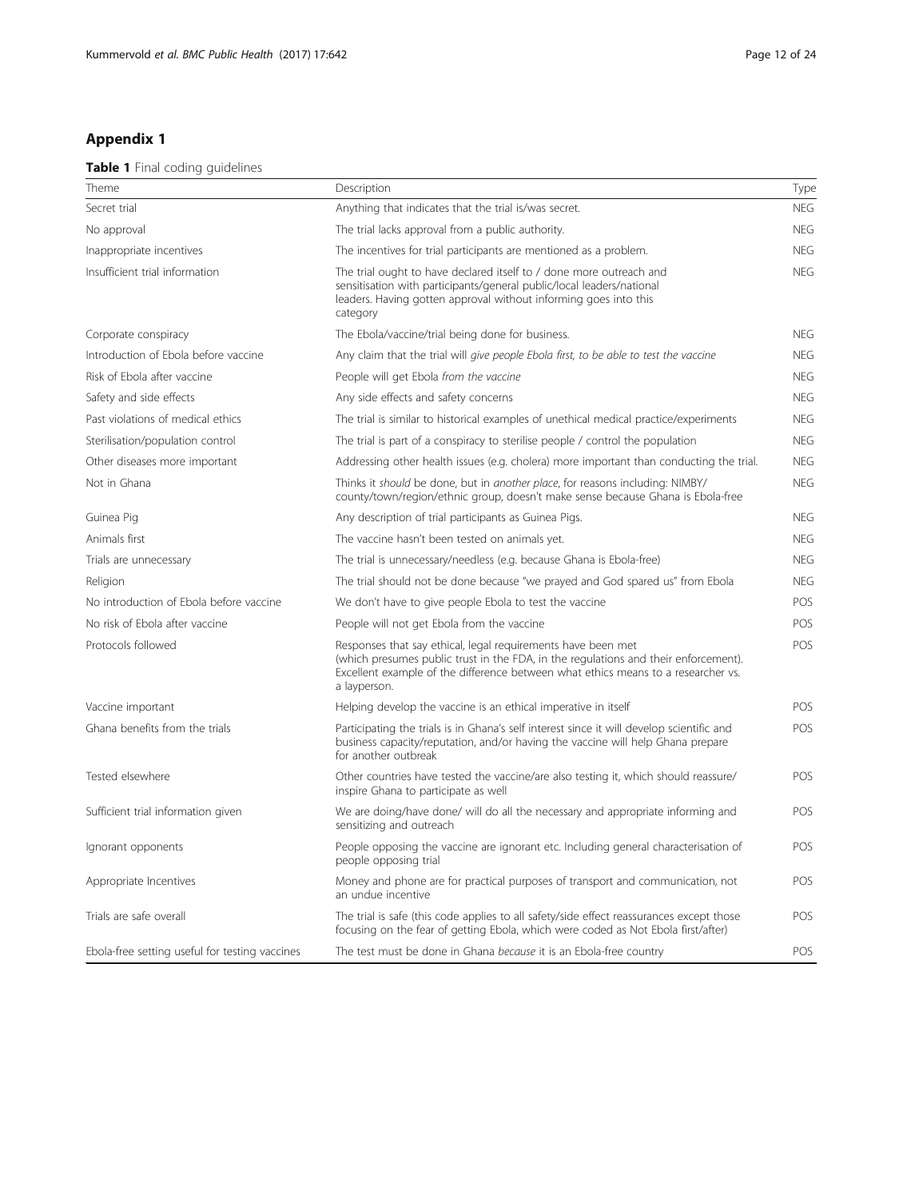## Appendix 1

**Table 1** Final coding guidelines

| Theme | Description | Type |
|---|---|---|
| Secret trial | Anything that indicates that the trial is/was secret. | NEG |
| No approval | The trial lacks approval from a public authority. | NEG |
| Inappropriate incentives | The incentives for trial participants are mentioned as a problem. | NEG |
| Insufficient trial information | The trial ought to have declared itself to / done more outreach and sensitisation with participants/general public/local leaders/national leaders. Having gotten approval without informing goes into this category | NEG |
| Corporate conspiracy | The Ebola/vaccine/trial being done for business. | NEG |
| Introduction of Ebola before vaccine | Any claim that the trial will *give people Ebola first, to be able to test the vaccine* | NEG |
| Risk of Ebola after vaccine | People will get Ebola *from the vaccine* | NEG |
| Safety and side effects | Any side effects and safety concerns | NEG |
| Past violations of medical ethics | The trial is similar to historical examples of unethical medical practice/experiments | NEG |
| Sterilisation/population control | The trial is part of a conspiracy to sterilise people / control the population | NEG |
| Other diseases more important | Addressing other health issues (e.g. cholera) more important than conducting the trial. | NEG |
| Not in Ghana | Thinks it *should* be done, but in *another place*, for reasons including: NIMBY/ county/town/region/ethnic group, doesn't make sense because Ghana is Ebola-free | NEG |
| Guinea Pig | Any description of trial participants as Guinea Pigs. | NEG |
| Animals first | The vaccine hasn't been tested on animals yet. | NEG |
| Trials are unnecessary | The trial is unnecessary/needless (e.g. because Ghana is Ebola-free) | NEG |
| Religion | The trial should not be done because "we prayed and God spared us" from Ebola | NEG |
| No introduction of Ebola before vaccine | We don't have to give people Ebola to test the vaccine | POS |
| No risk of Ebola after vaccine | People will not get Ebola from the vaccine | POS |
| Protocols followed | Responses that say ethical, legal requirements have been met (which presumes public trust in the FDA, in the regulations and their enforcement). Excellent example of the difference between what ethics means to a researcher vs. a layperson. | POS |
| Vaccine important | Helping develop the vaccine is an ethical imperative in itself | POS |
| Ghana benefits from the trials | Participating the trials is in Ghana's self interest since it will develop scientific and business capacity/reputation, and/or having the vaccine will help Ghana prepare for another outbreak | POS |
| Tested elsewhere | Other countries have tested the vaccine/are also testing it, which should reassure/ inspire Ghana to participate as well | POS |
| Sufficient trial information given | We are doing/have done/ will do all the necessary and appropriate informing and sensitizing and outreach | POS |
| Ignorant opponents | People opposing the vaccine are ignorant etc. Including general characterisation of people opposing trial | POS |
| Appropriate Incentives | Money and phone are for practical purposes of transport and communication, not an undue incentive | POS |
| Trials are safe overall | The trial is safe (this code applies to all safety/side effect reassurances except those focusing on the fear of getting Ebola, which were coded as Not Ebola first/after) | POS |
| Ebola-free setting useful for testing vaccines | The test must be done in Ghana *because* it is an Ebola-free country | POS |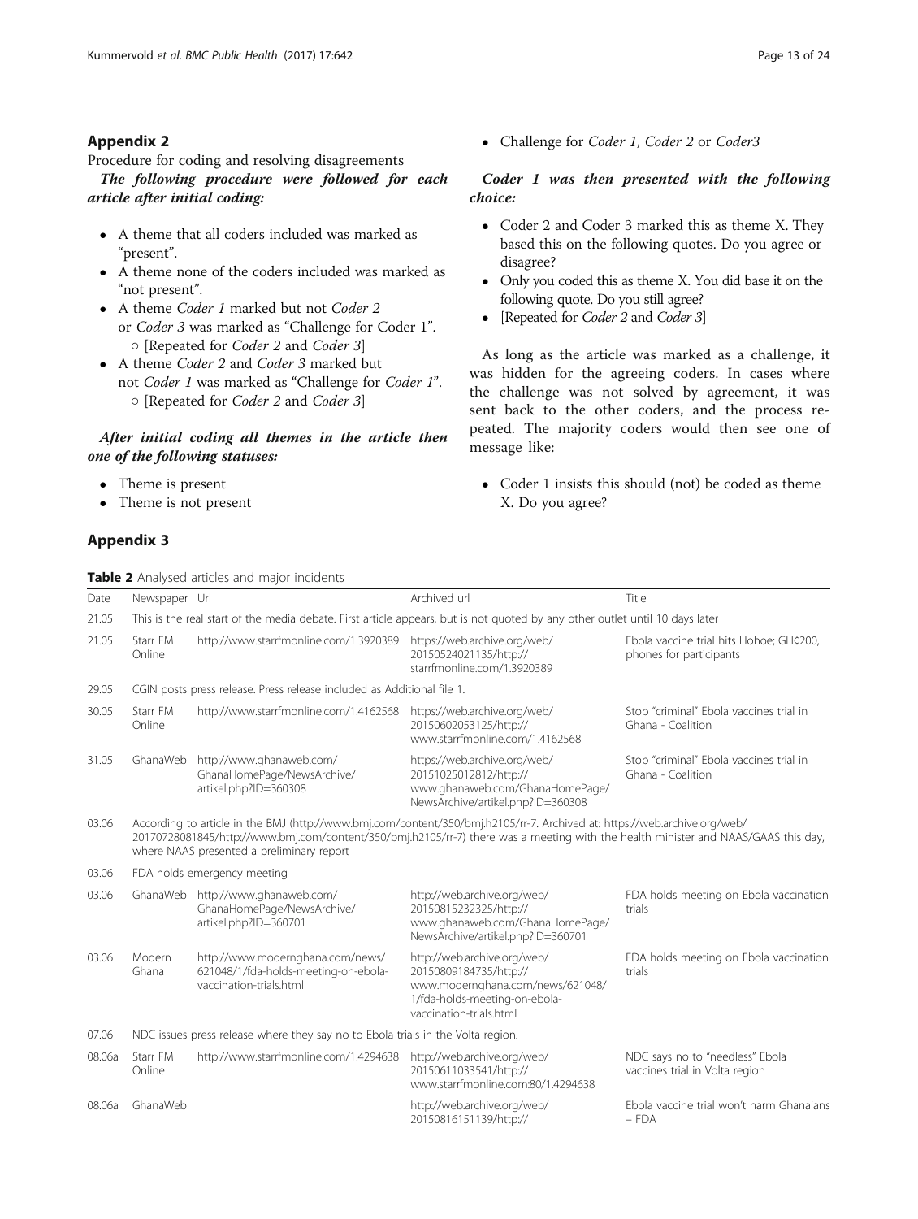## Appendix 2

Procedure for coding and resolving disagreements

***The following procedure were followed for each article after initial coding:***

- A theme that all coders included was marked as "present".
- A theme none of the coders included was marked as "not present".
- A theme *Coder 1* marked but not *Coder 2* or *Coder 3* was marked as "Challenge for Coder 1".
  - [Repeated for *Coder 2* and *Coder 3*]
- A theme *Coder 2* and *Coder 3* marked but not *Coder 1* was marked as "Challenge for *Coder 1*".
  - [Repeated for *Coder 2* and *Coder 3*]

***After initial coding all themes in the article then one of the following statuses:***

- Theme is present
- Theme is not present
- Challenge for *Coder 1, Coder 2* or *Coder3*

***Coder 1 was then presented with the following choice:***

- Coder 2 and Coder 3 marked this as theme X. They based this on the following quotes. Do you agree or disagree?
- Only you coded this as theme X. You did base it on the following quote. Do you still agree?
- [Repeated for *Coder 2* and *Coder 3*]

As long as the article was marked as a challenge, it was hidden for the agreeing coders. In cases where the challenge was not solved by agreement, it was sent back to the other coders, and the process repeated. The majority coders would then see one of message like:

- Coder 1 insists this should (not) be coded as theme X. Do you agree?

## Appendix 3

**Table 2** Analysed articles and major incidents

| Date | Newspaper | Url | Archived url | Title |
|---|---|---|---|---|
| 21.05 | This is the real start of the media debate. First article appears, but is not quoted by any other outlet until 10 days later | | | |
| 21.05 | Starr FM Online | http://www.starrfmonline.com/1.3920389 | https://web.archive.org/web/20150524021135/http://starrfmonline.com/1.3920389 | Ebola vaccine trial hits Hohoe; GH¢200, phones for participants |
| 29.05 | CGIN posts press release. Press release included as Additional file 1. | | | |
| 30.05 | Starr FM Online | http://www.starrfmonline.com/1.4162568 | https://web.archive.org/web/20150602053125/http://www.starrfmonline.com/1.4162568 | Stop "criminal" Ebola vaccines trial in Ghana - Coalition |
| 31.05 | GhanaWeb | http://www.ghanaweb.com/GhanaHomePage/NewsArchive/artikel.php?ID=360308 | https://web.archive.org/web/20151025012812/http://www.ghanaweb.com/GhanaHomePage/NewsArchive/artikel.php?ID=360308 | Stop "criminal" Ebola vaccines trial in Ghana - Coalition |
| 03.06 | According to article in the BMJ (http://www.bmj.com/content/350/bmj.h2105/rr-7. Archived at: https://web.archive.org/web/20170728081845/http://www.bmj.com/content/350/bmj.h2105/rr-7) there was a meeting with the health minister and NAAS/GAAS this day, where NAAS presented a preliminary report | | | |
| 03.06 | FDA holds emergency meeting | | | |
| 03.06 | GhanaWeb | http://www.ghanaweb.com/GhanaHomePage/NewsArchive/artikel.php?ID=360701 | http://web.archive.org/web/20150815232325/http://www.ghanaweb.com/GhanaHomePage/NewsArchive/artikel.php?ID=360701 | FDA holds meeting on Ebola vaccination trials |
| 03.06 | Modern Ghana | http://www.modernghana.com/news/621048/1/fda-holds-meeting-on-ebola-vaccination-trials.html | http://web.archive.org/web/20150809184735/http://www.modernghana.com/news/621048/1/fda-holds-meeting-on-ebola-vaccination-trials.html | FDA holds meeting on Ebola vaccination trials |
| 07.06 | NDC issues press release where they say no to Ebola trials in the Volta region. | | | |
| 08.06a | Starr FM Online | http://www.starrfmonline.com/1.4294638 | http://web.archive.org/web/20150611033541/http://www.starrfmonline.com:80/1.4294638 | NDC says no to "needless" Ebola vaccines trial in Volta region |
| 08.06a | GhanaWeb | | http://web.archive.org/web/20150816151139/http:// | Ebola vaccine trial won't harm Ghanaians – FDA |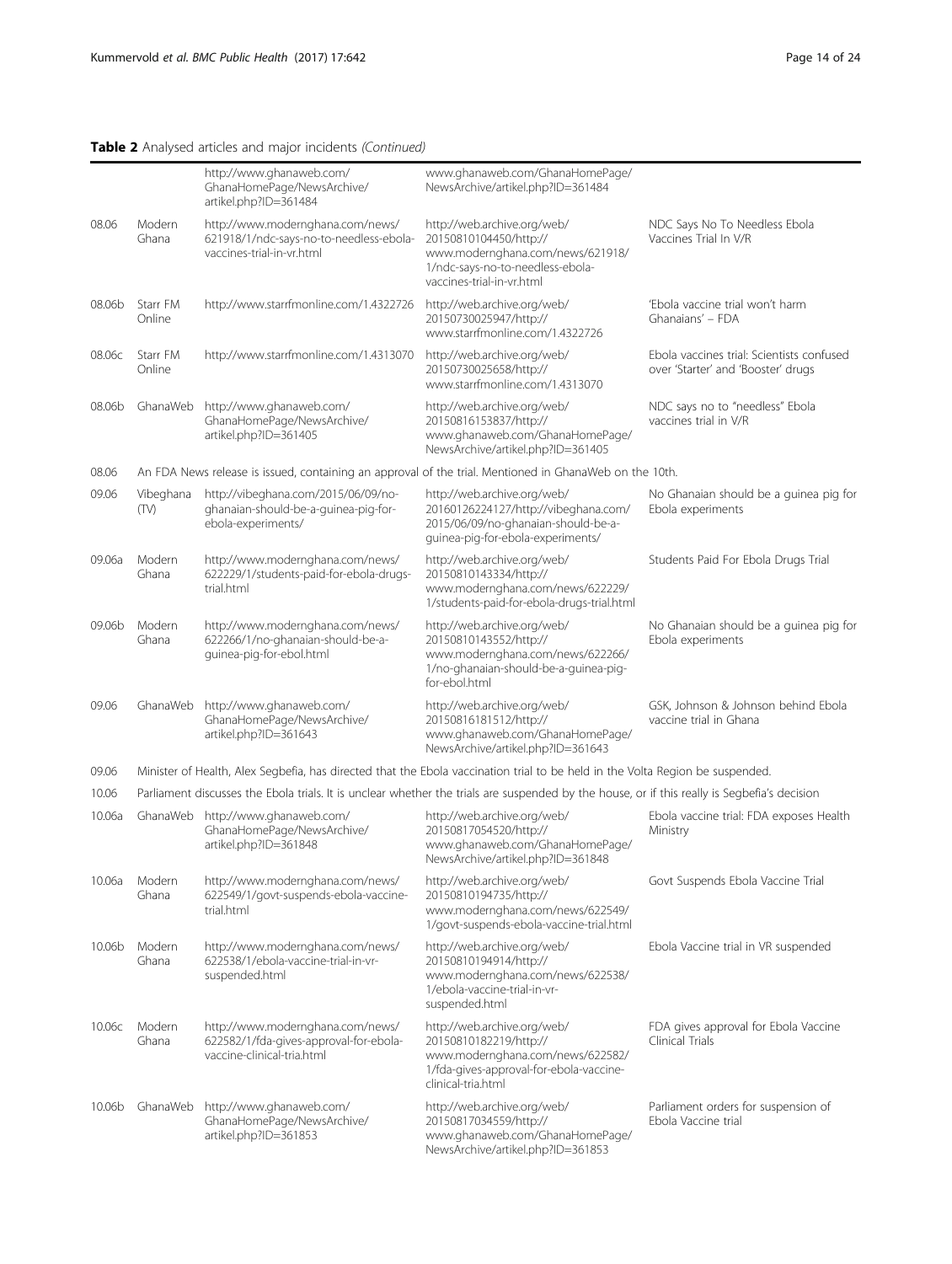**Table 2** Analysed articles and major incidents *(Continued)*

| | | | | |
|---|---|---|---|---|
| | | http://www.ghanaweb.com/GhanaHomePage/NewsArchive/artikel.php?ID=361484 | www.ghanaweb.com/GhanaHomePage/NewsArchive/artikel.php?ID=361484 | |
| 08.06 | Modern Ghana | http://www.modernghana.com/news/621918/1/ndc-says-no-to-needless-ebola-vaccines-trial-in-vr.html | http://web.archive.org/web/20150810104450/http://www.modernghana.com/news/621918/1/ndc-says-no-to-needless-ebola-vaccines-trial-in-vr.html | NDC Says No To Needless Ebola Vaccines Trial In V/R |
| 08.06b | Starr FM Online | http://www.starrfmonline.com/1.4322726 | http://web.archive.org/web/20150730025947/http://www.starrfmonline.com/1.4322726 | 'Ebola vaccine trial won't harm Ghanaians' – FDA |
| 08.06c | Starr FM Online | http://www.starrfmonline.com/1.4313070 | http://web.archive.org/web/20150730025658/http://www.starrfmonline.com/1.4313070 | Ebola vaccines trial: Scientists confused over 'Starter' and 'Booster' drugs |
| 08.06b | GhanaWeb | http://www.ghanaweb.com/GhanaHomePage/NewsArchive/artikel.php?ID=361405 | http://web.archive.org/web/20150816153837/http://www.ghanaweb.com/GhanaHomePage/NewsArchive/artikel.php?ID=361405 | NDC says no to "needless" Ebola vaccines trial in V/R |
| 08.06 | An FDA News release is issued, containing an approval of the trial. Mentioned in GhanaWeb on the 10th. | | | |
| 09.06 | Vibeghana (TV) | http://vibeghana.com/2015/06/09/no-ghanaian-should-be-a-guinea-pig-for-ebola-experiments/ | http://web.archive.org/web/20160126224127/http://vibeghana.com/2015/06/09/no-ghanaian-should-be-a-guinea-pig-for-ebola-experiments/ | No Ghanaian should be a guinea pig for Ebola experiments |
| 09.06a | Modern Ghana | http://www.modernghana.com/news/622229/1/students-paid-for-ebola-drugs-trial.html | http://web.archive.org/web/20150810143334/http://www.modernghana.com/news/622229/1/students-paid-for-ebola-drugs-trial.html | Students Paid For Ebola Drugs Trial |
| 09.06b | Modern Ghana | http://www.modernghana.com/news/622266/1/no-ghanaian-should-be-a-guinea-pig-for-ebol.html | http://web.archive.org/web/20150810143552/http://www.modernghana.com/news/622266/1/no-ghanaian-should-be-a-guinea-pig-for-ebol.html | No Ghanaian should be a guinea pig for Ebola experiments |
| 09.06 | GhanaWeb | http://www.ghanaweb.com/GhanaHomePage/NewsArchive/artikel.php?ID=361643 | http://web.archive.org/web/20150816181512/http://www.ghanaweb.com/GhanaHomePage/NewsArchive/artikel.php?ID=361643 | GSK, Johnson & Johnson behind Ebola vaccine trial in Ghana |
| 09.06 | Minister of Health, Alex Segbefia, has directed that the Ebola vaccination trial to be held in the Volta Region be suspended. | | | |
| 10.06 | Parliament discusses the Ebola trials. It is unclear whether the trials are suspended by the house, or if this really is Segbefia's decision | | | |
| 10.06a | GhanaWeb | http://www.ghanaweb.com/GhanaHomePage/NewsArchive/artikel.php?ID=361848 | http://web.archive.org/web/20150817054520/http://www.ghanaweb.com/GhanaHomePage/NewsArchive/artikel.php?ID=361848 | Ebola vaccine trial: FDA exposes Health Ministry |
| 10.06a | Modern Ghana | http://www.modernghana.com/news/622549/1/govt-suspends-ebola-vaccine-trial.html | http://web.archive.org/web/20150810194735/http://www.modernghana.com/news/622549/1/govt-suspends-ebola-vaccine-trial.html | Govt Suspends Ebola Vaccine Trial |
| 10.06b | Modern Ghana | http://www.modernghana.com/news/622538/1/ebola-vaccine-trial-in-vr-suspended.html | http://web.archive.org/web/20150810194914/http://www.modernghana.com/news/622538/1/ebola-vaccine-trial-in-vr-suspended.html | Ebola Vaccine trial in VR suspended |
| 10.06c | Modern Ghana | http://www.modernghana.com/news/622582/1/fda-gives-approval-for-ebola-vaccine-clinical-tria.html | http://web.archive.org/web/20150810182219/http://www.modernghana.com/news/622582/1/fda-gives-approval-for-ebola-vaccine-clinical-tria.html | FDA gives approval for Ebola Vaccine Clinical Trials |
| 10.06b | GhanaWeb | http://www.ghanaweb.com/GhanaHomePage/NewsArchive/artikel.php?ID=361853 | http://web.archive.org/web/20150817034559/http://www.ghanaweb.com/GhanaHomePage/NewsArchive/artikel.php?ID=361853 | Parliament orders for suspension of Ebola Vaccine trial |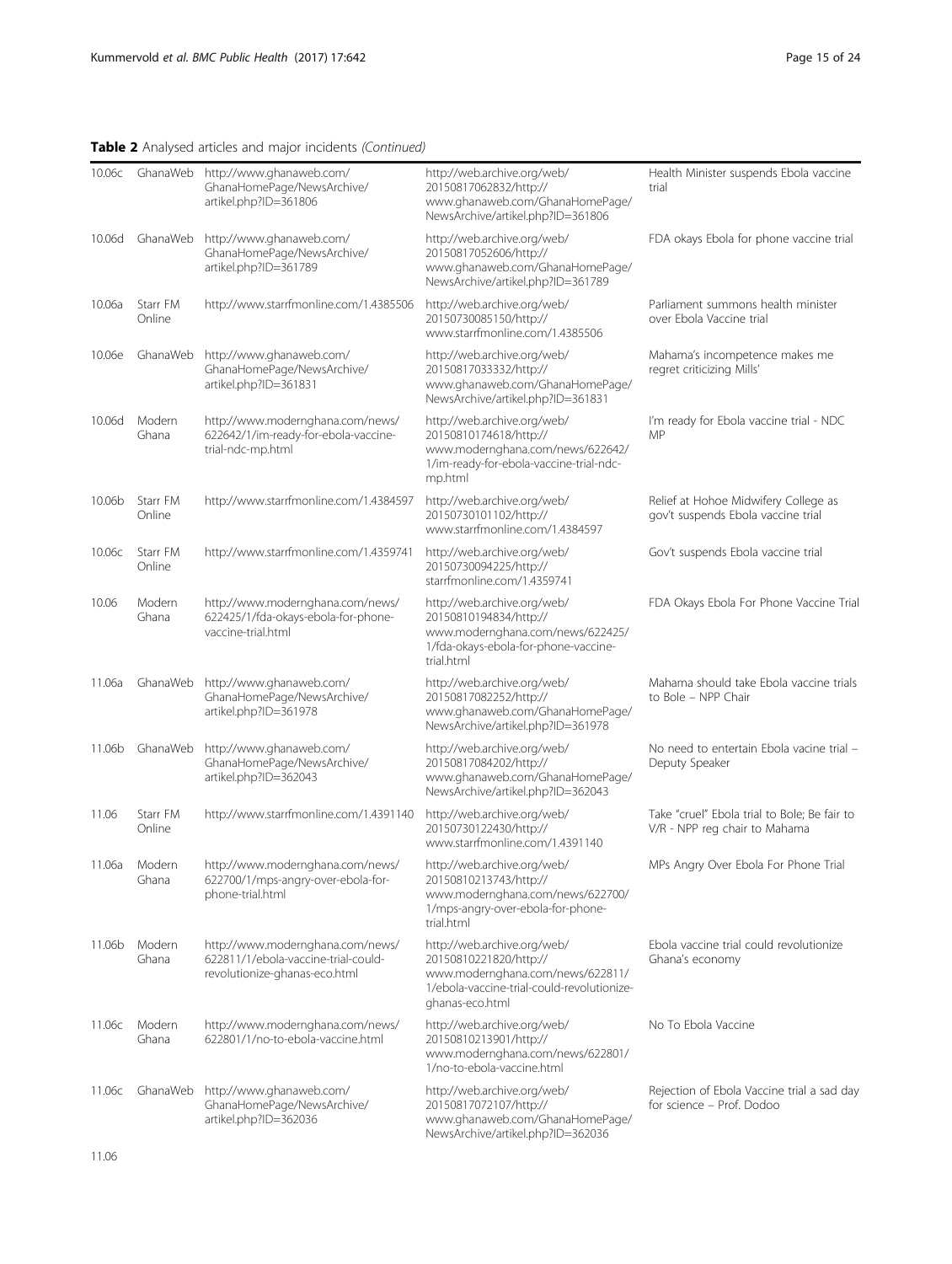**Table 2** Analysed articles and major incidents *(Continued)*

| | | | | |
|---|---|---|---|---|
| 10.06c | GhanaWeb | http://www.ghanaweb.com/GhanaHomePage/NewsArchive/artikel.php?ID=361806 | http://web.archive.org/web/20150817062832/http://www.ghanaweb.com/GhanaHomePage/NewsArchive/artikel.php?ID=361806 | Health Minister suspends Ebola vaccine trial |
| 10.06d | GhanaWeb | http://www.ghanaweb.com/GhanaHomePage/NewsArchive/artikel.php?ID=361789 | http://web.archive.org/web/20150817052606/http://www.ghanaweb.com/GhanaHomePage/NewsArchive/artikel.php?ID=361789 | FDA okays Ebola for phone vaccine trial |
| 10.06a | Starr FM Online | http://www.starrfmonline.com/1.4385506 | http://web.archive.org/web/20150730085150/http://www.starrfmonline.com/1.4385506 | Parliament summons health minister over Ebola Vaccine trial |
| 10.06e | GhanaWeb | http://www.ghanaweb.com/GhanaHomePage/NewsArchive/artikel.php?ID=361831 | http://web.archive.org/web/20150817033332/http://www.ghanaweb.com/GhanaHomePage/NewsArchive/artikel.php?ID=361831 | Mahama's incompetence makes me regret criticizing Mills' |
| 10.06d | Modern Ghana | http://www.modernghana.com/news/622642/1/im-ready-for-ebola-vaccine-trial-ndc-mp.html | http://web.archive.org/web/20150810174618/http://www.modernghana.com/news/622642/1/im-ready-for-ebola-vaccine-trial-ndc-mp.html | I'm ready for Ebola vaccine trial - NDC MP |
| 10.06b | Starr FM Online | http://www.starrfmonline.com/1.4384597 | http://web.archive.org/web/20150730101102/http://www.starrfmonline.com/1.4384597 | Relief at Hohoe Midwifery College as gov't suspends Ebola vaccine trial |
| 10.06c | Starr FM Online | http://www.starrfmonline.com/1.4359741 | http://web.archive.org/web/20150730094225/http://starrfmonline.com/1.4359741 | Gov't suspends Ebola vaccine trial |
| 10.06 | Modern Ghana | http://www.modernghana.com/news/622425/1/fda-okays-ebola-for-phone-vaccine-trial.html | http://web.archive.org/web/20150810194834/http://www.modernghana.com/news/622425/1/fda-okays-ebola-for-phone-vaccine-trial.html | FDA Okays Ebola For Phone Vaccine Trial |
| 11.06a | GhanaWeb | http://www.ghanaweb.com/GhanaHomePage/NewsArchive/artikel.php?ID=361978 | http://web.archive.org/web/20150817082252/http://www.ghanaweb.com/GhanaHomePage/NewsArchive/artikel.php?ID=361978 | Mahama should take Ebola vaccine trials to Bole – NPP Chair |
| 11.06b | GhanaWeb | http://www.ghanaweb.com/GhanaHomePage/NewsArchive/artikel.php?ID=362043 | http://web.archive.org/web/20150817084202/http://www.ghanaweb.com/GhanaHomePage/NewsArchive/artikel.php?ID=362043 | No need to entertain Ebola vacine trial – Deputy Speaker |
| 11.06 | Starr FM Online | http://www.starrfmonline.com/1.4391140 | http://web.archive.org/web/20150730122430/http://www.starrfmonline.com/1.4391140 | Take "cruel" Ebola trial to Bole; Be fair to V/R - NPP reg chair to Mahama |
| 11.06a | Modern Ghana | http://www.modernghana.com/news/622700/1/mps-angry-over-ebola-for-phone-trial.html | http://web.archive.org/web/20150810213743/http://www.modernghana.com/news/622700/1/mps-angry-over-ebola-for-phone-trial.html | MPs Angry Over Ebola For Phone Trial |
| 11.06b | Modern Ghana | http://www.modernghana.com/news/622811/1/ebola-vaccine-trial-could-revolutionize-ghanas-eco.html | http://web.archive.org/web/20150810221820/http://www.modernghana.com/news/622811/1/ebola-vaccine-trial-could-revolutionize-ghanas-eco.html | Ebola vaccine trial could revolutionize Ghana's economy |
| 11.06c | Modern Ghana | http://www.modernghana.com/news/622801/1/no-to-ebola-vaccine.html | http://web.archive.org/web/20150810213901/http://www.modernghana.com/news/622801/1/no-to-ebola-vaccine.html | No To Ebola Vaccine |
| 11.06c | GhanaWeb | http://www.ghanaweb.com/GhanaHomePage/NewsArchive/artikel.php?ID=362036 | http://web.archive.org/web/20150817072107/http://www.ghanaweb.com/GhanaHomePage/NewsArchive/artikel.php?ID=362036 | Rejection of Ebola Vaccine trial a sad day for science – Prof. Dodoo |
| 11.06 | | | | |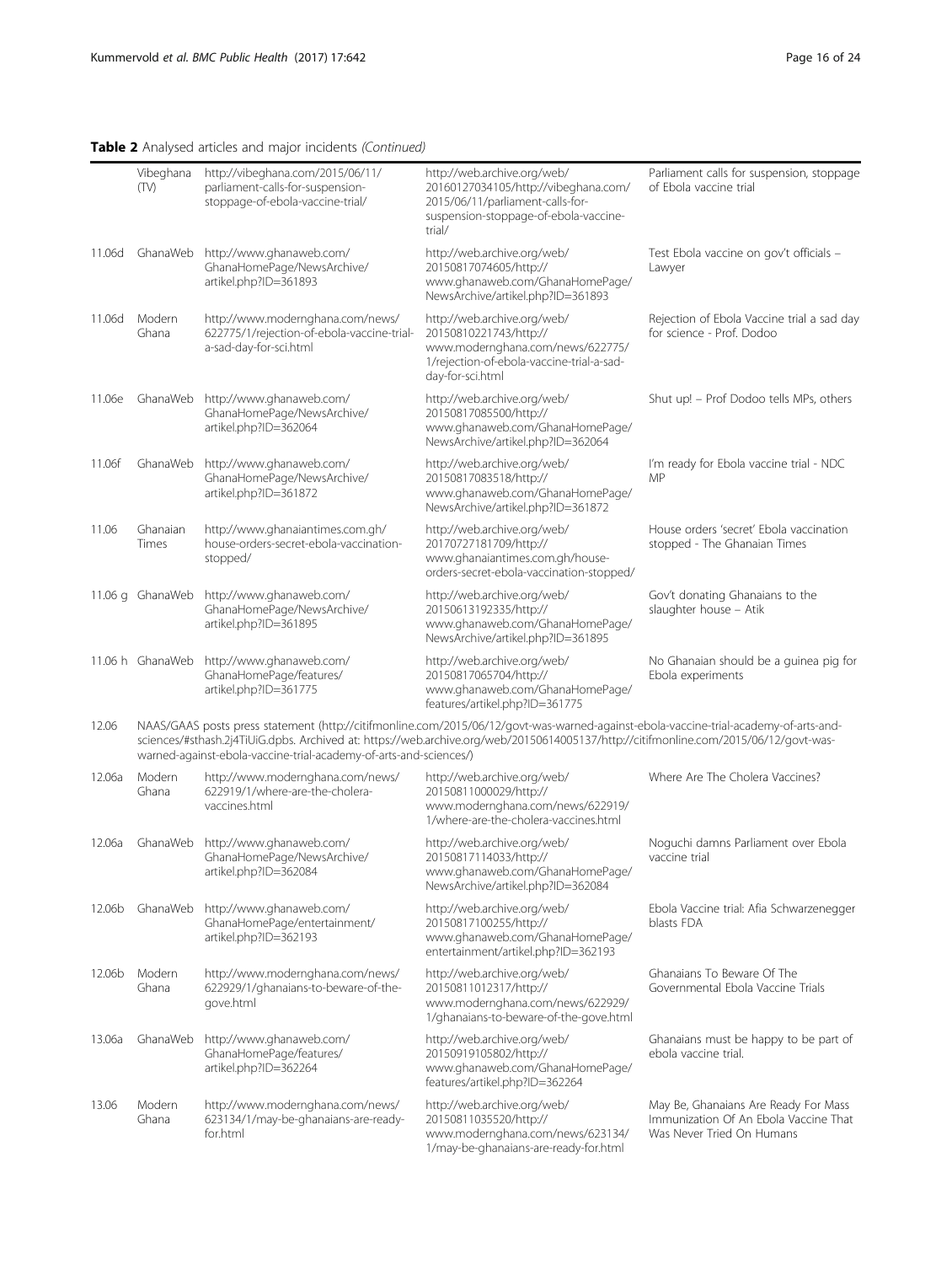**Table 2** Analysed articles and major incidents *(Continued)*

| | | | | |
|---|---|---|---|---|
| | Vibeghana (TV) | http://vibeghana.com/2015/06/11/parliament-calls-for-suspension-stoppage-of-ebola-vaccine-trial/ | http://web.archive.org/web/20160127034105/http://vibeghana.com/2015/06/11/parliament-calls-for-suspension-stoppage-of-ebola-vaccine-trial/ | Parliament calls for suspension, stoppage of Ebola vaccine trial |
| 11.06d | GhanaWeb | http://www.ghanaweb.com/GhanaHomePage/NewsArchive/artikel.php?ID=361893 | http://web.archive.org/web/20150817074605/http://www.ghanaweb.com/GhanaHomePage/NewsArchive/artikel.php?ID=361893 | Test Ebola vaccine on gov't officials – Lawyer |
| 11.06d | Modern Ghana | http://www.modernghana.com/news/622775/1/rejection-of-ebola-vaccine-trial-a-sad-day-for-sci.html | http://web.archive.org/web/20150810221743/http://www.modernghana.com/news/622775/1/rejection-of-ebola-vaccine-trial-a-sad-day-for-sci.html | Rejection of Ebola Vaccine trial a sad day for science - Prof. Dodoo |
| 11.06e | GhanaWeb | http://www.ghanaweb.com/GhanaHomePage/NewsArchive/artikel.php?ID=362064 | http://web.archive.org/web/20150817085500/http://www.ghanaweb.com/GhanaHomePage/NewsArchive/artikel.php?ID=362064 | Shut up! – Prof Dodoo tells MPs, others |
| 11.06f | GhanaWeb | http://www.ghanaweb.com/GhanaHomePage/NewsArchive/artikel.php?ID=361872 | http://web.archive.org/web/20150817083518/http://www.ghanaweb.com/GhanaHomePage/NewsArchive/artikel.php?ID=361872 | I'm ready for Ebola vaccine trial - NDC MP |
| 11.06 | Ghanaian Times | http://www.ghanaiantimes.com.gh/house-orders-secret-ebola-vaccination-stopped/ | http://web.archive.org/web/20170727181709/http://www.ghanaiantimes.com.gh/house-orders-secret-ebola-vaccination-stopped/ | House orders 'secret' Ebola vaccination stopped - The Ghanaian Times |
| 11.06 g | GhanaWeb | http://www.ghanaweb.com/GhanaHomePage/NewsArchive/artikel.php?ID=361895 | http://web.archive.org/web/20150613192335/http://www.ghanaweb.com/GhanaHomePage/NewsArchive/artikel.php?ID=361895 | Gov't donating Ghanaians to the slaughter house – Atik |
| 11.06 h | GhanaWeb | http://www.ghanaweb.com/GhanaHomePage/features/artikel.php?ID=361775 | http://web.archive.org/web/20150817065704/http://www.ghanaweb.com/GhanaHomePage/features/artikel.php?ID=361775 | No Ghanaian should be a guinea pig for Ebola experiments |
| 12.06 | NAAS/GAAS posts press statement (http://citifmonline.com/2015/06/12/govt-was-warned-against-ebola-vaccine-trial-academy-of-arts-and-sciences/#sthash.2j4TiUiG.dpbs. Archived at: https://web.archive.org/web/20150614005137/http://citifmonline.com/2015/06/12/govt-was-warned-against-ebola-vaccine-trial-academy-of-arts-and-sciences/) | | | |
| 12.06a | Modern Ghana | http://www.modernghana.com/news/622919/1/where-are-the-cholera-vaccines.html | http://web.archive.org/web/20150811000029/http://www.modernghana.com/news/622919/1/where-are-the-cholera-vaccines.html | Where Are The Cholera Vaccines? |
| 12.06a | GhanaWeb | http://www.ghanaweb.com/GhanaHomePage/NewsArchive/artikel.php?ID=362084 | http://web.archive.org/web/20150817114033/http://www.ghanaweb.com/GhanaHomePage/NewsArchive/artikel.php?ID=362084 | Noguchi damns Parliament over Ebola vaccine trial |
| 12.06b | GhanaWeb | http://www.ghanaweb.com/GhanaHomePage/entertainment/artikel.php?ID=362193 | http://web.archive.org/web/20150817100255/http://www.ghanaweb.com/GhanaHomePage/entertainment/artikel.php?ID=362193 | Ebola Vaccine trial: Afia Schwarzenegger blasts FDA |
| 12.06b | Modern Ghana | http://www.modernghana.com/news/622929/1/ghanaians-to-beware-of-the-gove.html | http://web.archive.org/web/20150811012317/http://www.modernghana.com/news/622929/1/ghanaians-to-beware-of-the-gove.html | Ghanaians To Beware Of The Governmental Ebola Vaccine Trials |
| 13.06a | GhanaWeb | http://www.ghanaweb.com/GhanaHomePage/features/artikel.php?ID=362264 | http://web.archive.org/web/20150919105802/http://www.ghanaweb.com/GhanaHomePage/features/artikel.php?ID=362264 | Ghanaians must be happy to be part of ebola vaccine trial. |
| 13.06 | Modern Ghana | http://www.modernghana.com/news/623134/1/may-be-ghanaians-are-ready-for.html | http://web.archive.org/web/20150811035520/http://www.modernghana.com/news/623134/1/may-be-ghanaians-are-ready-for.html | May Be, Ghanaians Are Ready For Mass Immunization Of An Ebola Vaccine That Was Never Tried On Humans |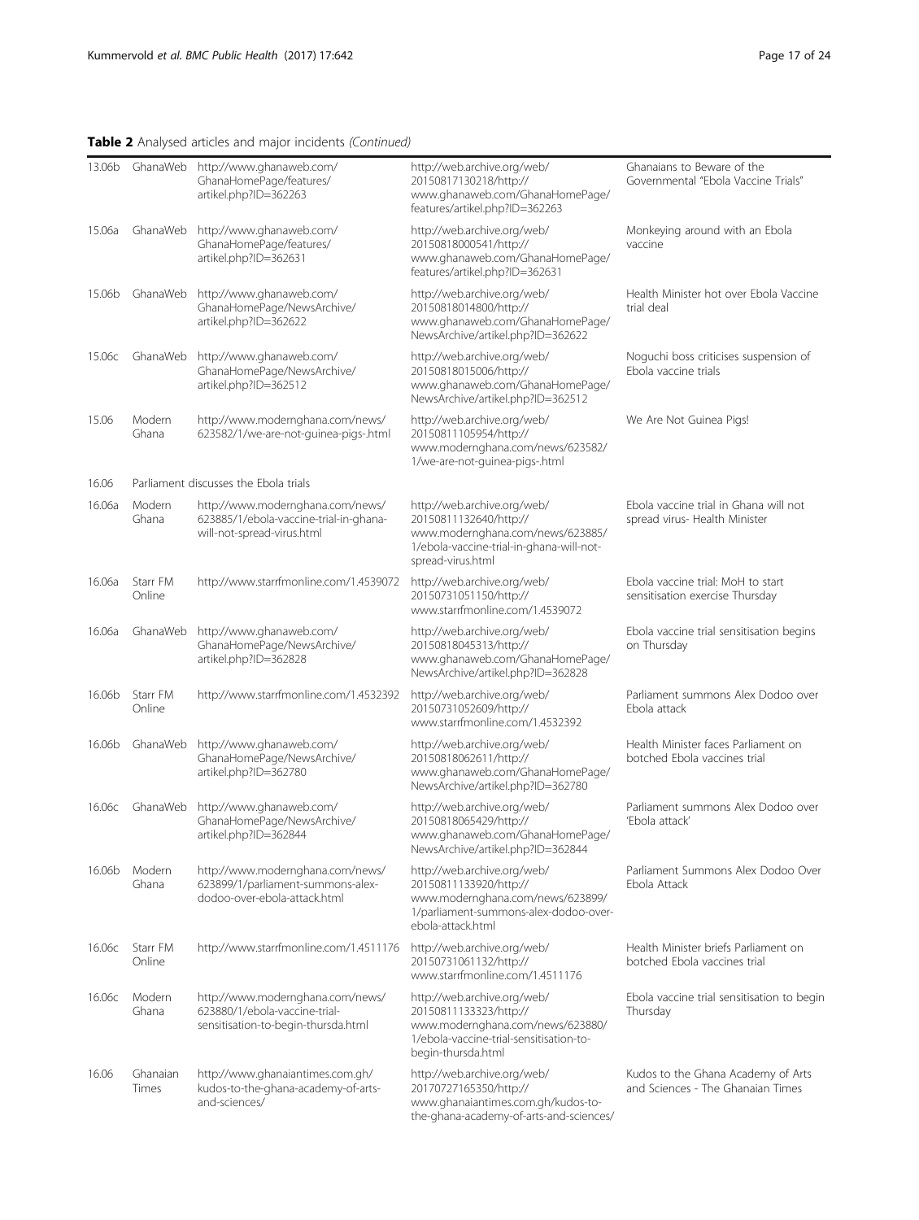**Table 2** Analysed articles and major incidents *(Continued)*

| | | | | |
|---|---|---|---|---|
| 13.06b | GhanaWeb | http://www.ghanaweb.com/GhanaHomePage/features/artikel.php?ID=362263 | http://web.archive.org/web/20150817130218/http://www.ghanaweb.com/GhanaHomePage/features/artikel.php?ID=362263 | Ghanaians to Beware of the Governmental "Ebola Vaccine Trials" |
| 15.06a | GhanaWeb | http://www.ghanaweb.com/GhanaHomePage/features/artikel.php?ID=362631 | http://web.archive.org/web/20150818000541/http://www.ghanaweb.com/GhanaHomePage/features/artikel.php?ID=362631 | Monkeying around with an Ebola vaccine |
| 15.06b | GhanaWeb | http://www.ghanaweb.com/GhanaHomePage/NewsArchive/artikel.php?ID=362622 | http://web.archive.org/web/20150818014800/http://www.ghanaweb.com/GhanaHomePage/NewsArchive/artikel.php?ID=362622 | Health Minister hot over Ebola Vaccine trial deal |
| 15.06c | GhanaWeb | http://www.ghanaweb.com/GhanaHomePage/NewsArchive/artikel.php?ID=362512 | http://web.archive.org/web/20150818015006/http://www.ghanaweb.com/GhanaHomePage/NewsArchive/artikel.php?ID=362512 | Noguchi boss criticises suspension of Ebola vaccine trials |
| 15.06 | Modern Ghana | http://www.modernghana.com/news/623582/1/we-are-not-guinea-pigs-.html | http://web.archive.org/web/20150811105954/http://www.modernghana.com/news/623582/1/we-are-not-guinea-pigs-.html | We Are Not Guinea Pigs! |
| 16.06 | Parliament discusses the Ebola trials | | | |
| 16.06a | Modern Ghana | http://www.modernghana.com/news/623885/1/ebola-vaccine-trial-in-ghana-will-not-spread-virus.html | http://web.archive.org/web/20150811132640/http://www.modernghana.com/news/623885/1/ebola-vaccine-trial-in-ghana-will-not-spread-virus.html | Ebola vaccine trial in Ghana will not spread virus- Health Minister |
| 16.06a | Starr FM Online | http://www.starrfmonline.com/1.4539072 | http://web.archive.org/web/20150731051150/http://www.starrfmonline.com/1.4539072 | Ebola vaccine trial: MoH to start sensitisation exercise Thursday |
| 16.06a | GhanaWeb | http://www.ghanaweb.com/GhanaHomePage/NewsArchive/artikel.php?ID=362828 | http://web.archive.org/web/20150818045313/http://www.ghanaweb.com/GhanaHomePage/NewsArchive/artikel.php?ID=362828 | Ebola vaccine trial sensitisation begins on Thursday |
| 16.06b | Starr FM Online | http://www.starrfmonline.com/1.4532392 | http://web.archive.org/web/20150731052609/http://www.starrfmonline.com/1.4532392 | Parliament summons Alex Dodoo over Ebola attack |
| 16.06b | GhanaWeb | http://www.ghanaweb.com/GhanaHomePage/NewsArchive/artikel.php?ID=362780 | http://web.archive.org/web/20150818062611/http://www.ghanaweb.com/GhanaHomePage/NewsArchive/artikel.php?ID=362780 | Health Minister faces Parliament on botched Ebola vaccines trial |
| 16.06c | GhanaWeb | http://www.ghanaweb.com/GhanaHomePage/NewsArchive/artikel.php?ID=362844 | http://web.archive.org/web/20150818065429/http://www.ghanaweb.com/GhanaHomePage/NewsArchive/artikel.php?ID=362844 | Parliament summons Alex Dodoo over 'Ebola attack' |
| 16.06b | Modern Ghana | http://www.modernghana.com/news/623899/1/parliament-summons-alex-dodoo-over-ebola-attack.html | http://web.archive.org/web/20150811133920/http://www.modernghana.com/news/623899/1/parliament-summons-alex-dodoo-over-ebola-attack.html | Parliament Summons Alex Dodoo Over Ebola Attack |
| 16.06c | Starr FM Online | http://www.starrfmonline.com/1.4511176 | http://web.archive.org/web/20150731061132/http://www.starrfmonline.com/1.4511176 | Health Minister briefs Parliament on botched Ebola vaccines trial |
| 16.06c | Modern Ghana | http://www.modernghana.com/news/623880/1/ebola-vaccine-trial-sensitisation-to-begin-thursda.html | http://web.archive.org/web/20150811133323/http://www.modernghana.com/news/623880/1/ebola-vaccine-trial-sensitisation-to-begin-thursda.html | Ebola vaccine trial sensitisation to begin Thursday |
| 16.06 | Ghanaian Times | http://www.ghanaiantimes.com.gh/kudos-to-the-ghana-academy-of-arts-and-sciences/ | http://web.archive.org/web/20170727165350/http://www.ghanaiantimes.com.gh/kudos-to-the-ghana-academy-of-arts-and-sciences/ | Kudos to the Ghana Academy of Arts and Sciences - The Ghanaian Times |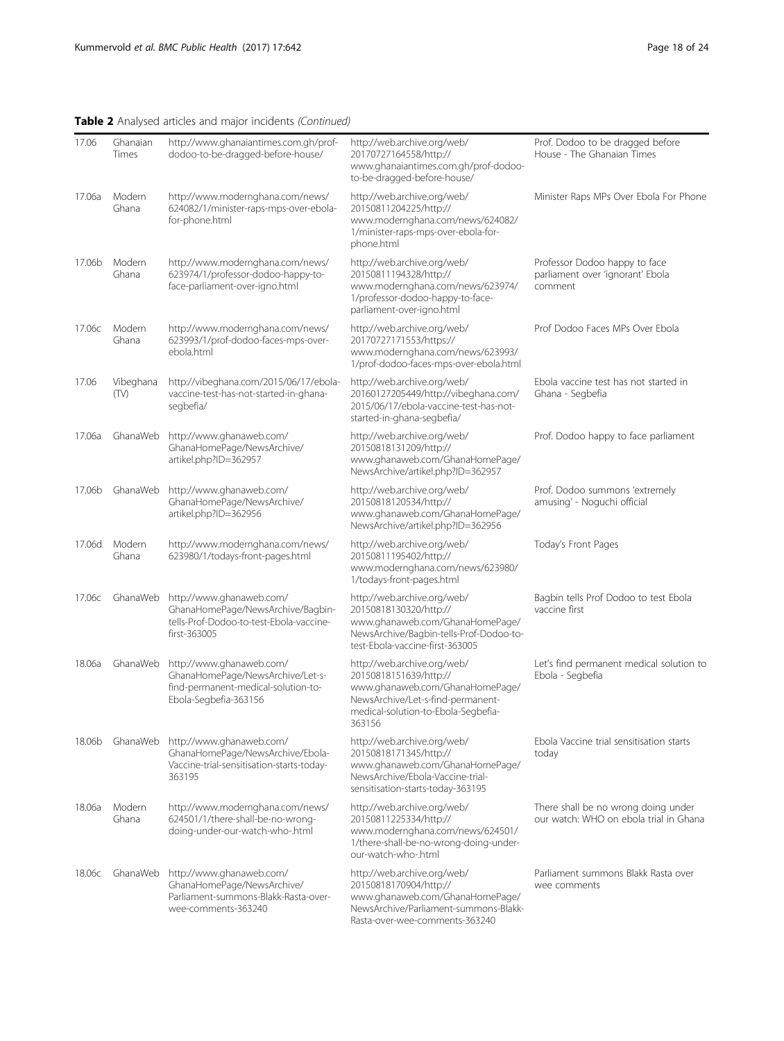**Table 2** Analysed articles and major incidents *(Continued)*

| | | | | |
|---|---|---|---|---|
| 17.06 | Ghanaian Times | http://www.ghanaiantimes.com.gh/prof-dodoo-to-be-dragged-before-house/ | http://web.archive.org/web/20170727164558/http://www.ghanaiantimes.com.gh/prof-dodoo-to-be-dragged-before-house/ | Prof. Dodoo to be dragged before House - The Ghanaian Times |
| 17.06a | Modern Ghana | http://www.modernghana.com/news/624082/1/minister-raps-mps-over-ebola-for-phone.html | http://web.archive.org/web/20150811204225/http://www.modernghana.com/news/624082/1/minister-raps-mps-over-ebola-for-phone.html | Minister Raps MPs Over Ebola For Phone |
| 17.06b | Modern Ghana | http://www.modernghana.com/news/623974/1/professor-dodoo-happy-to-face-parliament-over-igno.html | http://web.archive.org/web/20150811194328/http://www.modernghana.com/news/623974/1/professor-dodoo-happy-to-face-parliament-over-igno.html | Professor Dodoo happy to face parliament over 'ignorant' Ebola comment |
| 17.06c | Modern Ghana | http://www.modernghana.com/news/623993/1/prof-dodoo-faces-mps-over-ebola.html | http://web.archive.org/web/20170727171553/https://www.modernghana.com/news/623993/1/prof-dodoo-faces-mps-over-ebola.html | Prof Dodoo Faces MPs Over Ebola |
| 17.06 | Vibeghana (TV) | http://vibeghana.com/2015/06/17/ebola-vaccine-test-has-not-started-in-ghana-segbefia/ | http://web.archive.org/web/20160127205449/http://vibeghana.com/2015/06/17/ebola-vaccine-test-has-not-started-in-ghana-segbefia/ | Ebola vaccine test has not started in Ghana - Segbefia |
| 17.06a | GhanaWeb | http://www.ghanaweb.com/GhanaHomePage/NewsArchive/artikel.php?ID=362957 | http://web.archive.org/web/20150818131209/http://www.ghanaweb.com/GhanaHomePage/NewsArchive/artikel.php?ID=362957 | Prof. Dodoo happy to face parliament |
| 17.06b | GhanaWeb | http://www.ghanaweb.com/GhanaHomePage/NewsArchive/artikel.php?ID=362956 | http://web.archive.org/web/20150818120534/http://www.ghanaweb.com/GhanaHomePage/NewsArchive/artikel.php?ID=362956 | Prof. Dodoo summons 'extremely amusing' - Noguchi official |
| 17.06d | Modern Ghana | http://www.modernghana.com/news/623980/1/todays-front-pages.html | http://web.archive.org/web/20150811195402/http://www.modernghana.com/news/623980/1/todays-front-pages.html | Today's Front Pages |
| 17.06c | GhanaWeb | http://www.ghanaweb.com/GhanaHomePage/NewsArchive/Bagbin-tells-Prof-Dodoo-to-test-Ebola-vaccine-first-363005 | http://web.archive.org/web/20150818130320/http://www.ghanaweb.com/GhanaHomePage/NewsArchive/Bagbin-tells-Prof-Dodoo-to-test-Ebola-vaccine-first-363005 | Bagbin tells Prof Dodoo to test Ebola vaccine first |
| 18.06a | GhanaWeb | http://www.ghanaweb.com/GhanaHomePage/NewsArchive/Let-s-find-permanent-medical-solution-to-Ebola-Segbefia-363156 | http://web.archive.org/web/20150818151639/http://www.ghanaweb.com/GhanaHomePage/NewsArchive/Let-s-find-permanent-medical-solution-to-Ebola-Segbefia-363156 | Let's find permanent medical solution to Ebola - Segbefia |
| 18.06b | GhanaWeb | http://www.ghanaweb.com/GhanaHomePage/NewsArchive/Ebola-Vaccine-trial-sensitisation-starts-today-363195 | http://web.archive.org/web/20150818171345/http://www.ghanaweb.com/GhanaHomePage/NewsArchive/Ebola-Vaccine-trial-sensitisation-starts-today-363195 | Ebola Vaccine trial sensitisation starts today |
| 18.06a | Modern Ghana | http://www.modernghana.com/news/624501/1/there-shall-be-no-wrong-doing-under-our-watch-who-.html | http://web.archive.org/web/20150811225334/http://www.modernghana.com/news/624501/1/there-shall-be-no-wrong-doing-under-our-watch-who-.html | There shall be no wrong doing under our watch: WHO on ebola trial in Ghana |
| 18.06c | GhanaWeb | http://www.ghanaweb.com/GhanaHomePage/NewsArchive/Parliament-summons-Blakk-Rasta-over-wee-comments-363240 | http://web.archive.org/web/20150818170904/http://www.ghanaweb.com/GhanaHomePage/NewsArchive/Parliament-summons-Blakk-Rasta-over-wee-comments-363240 | Parliament summons Blakk Rasta over wee comments |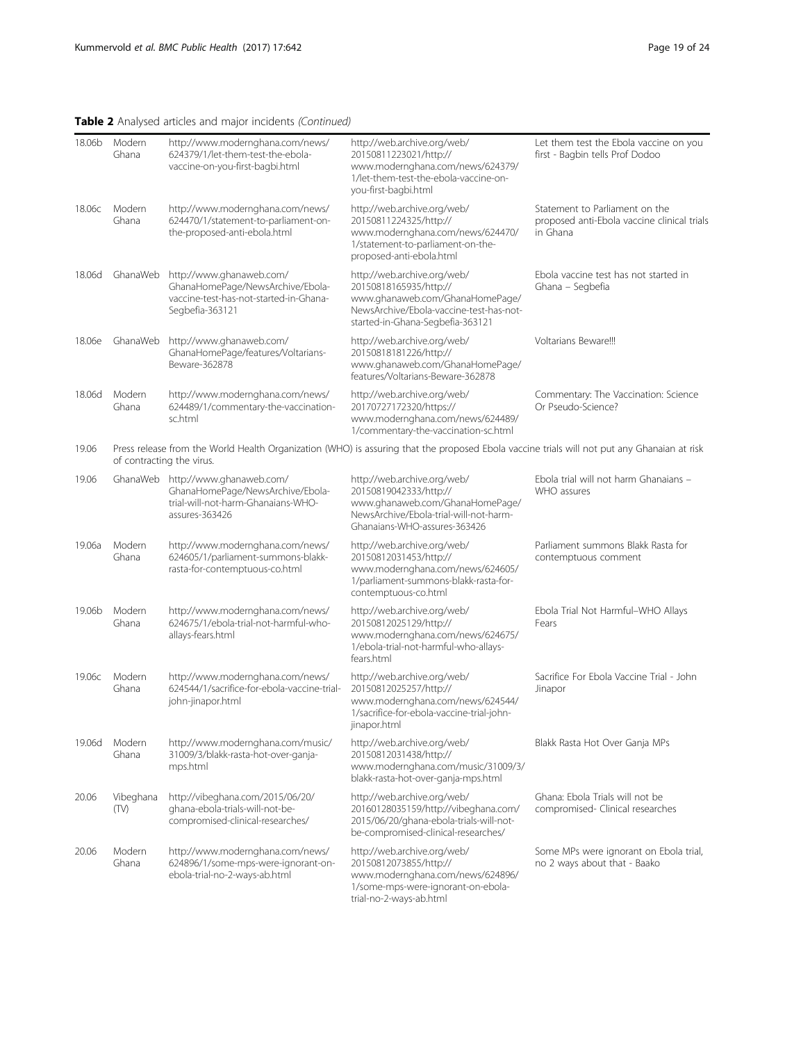**Table 2** Analysed articles and major incidents *(Continued)*

| | | | | |
|---|---|---|---|---|
| 18.06b | Modern Ghana | http://www.modernghana.com/news/624379/1/let-them-test-the-ebola-vaccine-on-you-first-bagbi.html | http://web.archive.org/web/20150811223021/http://www.modernghana.com/news/624379/1/let-them-test-the-ebola-vaccine-on-you-first-bagbi.html | Let them test the Ebola vaccine on you first - Bagbin tells Prof Dodoo |
| 18.06c | Modern Ghana | http://www.modernghana.com/news/624470/1/statement-to-parliament-on-the-proposed-anti-ebola.html | http://web.archive.org/web/20150811224325/http://www.modernghana.com/news/624470/1/statement-to-parliament-on-the-proposed-anti-ebola.html | Statement to Parliament on the proposed anti-Ebola vaccine clinical trials in Ghana |
| 18.06d | GhanaWeb | http://www.ghanaweb.com/GhanaHomePage/NewsArchive/Ebola-vaccine-test-has-not-started-in-Ghana-Segbefia-363121 | http://web.archive.org/web/20150818165935/http://www.ghanaweb.com/GhanaHomePage/NewsArchive/Ebola-vaccine-test-has-not-started-in-Ghana-Segbefia-363121 | Ebola vaccine test has not started in Ghana – Segbefia |
| 18.06e | GhanaWeb | http://www.ghanaweb.com/GhanaHomePage/features/Voltarians-Beware-362878 | http://web.archive.org/web/20150818181226/http://www.ghanaweb.com/GhanaHomePage/features/Voltarians-Beware-362878 | Voltarians Beware!!! |
| 18.06d | Modern Ghana | http://www.modernghana.com/news/624489/1/commentary-the-vaccination-sc.html | http://web.archive.org/web/20170727172320/https://www.modernghana.com/news/624489/1/commentary-the-vaccination-sc.html | Commentary: The Vaccination: Science Or Pseudo-Science? |
| 19.06 | Press release from the World Health Organization (WHO) is assuring that the proposed Ebola vaccine trials will not put any Ghanaian at risk of contracting the virus. | | | |
| 19.06 | GhanaWeb | http://www.ghanaweb.com/GhanaHomePage/NewsArchive/Ebola-trial-will-not-harm-Ghanaians-WHO-assures-363426 | http://web.archive.org/web/20150819042333/http://www.ghanaweb.com/GhanaHomePage/NewsArchive/Ebola-trial-will-not-harm-Ghanaians-WHO-assures-363426 | Ebola trial will not harm Ghanaians – WHO assures |
| 19.06a | Modern Ghana | http://www.modernghana.com/news/624605/1/parliament-summons-blakk-rasta-for-contemptuous-co.html | http://web.archive.org/web/20150812031453/http://www.modernghana.com/news/624605/1/parliament-summons-blakk-rasta-for-contemptuous-co.html | Parliament summons Blakk Rasta for contemptuous comment |
| 19.06b | Modern Ghana | http://www.modernghana.com/news/624675/1/ebola-trial-not-harmful-who-allays-fears.html | http://web.archive.org/web/20150812025129/http://www.modernghana.com/news/624675/1/ebola-trial-not-harmful-who-allays-fears.html | Ebola Trial Not Harmful–WHO Allays Fears |
| 19.06c | Modern Ghana | http://www.modernghana.com/news/624544/1/sacrifice-for-ebola-vaccine-trial-john-jinapor.html | http://web.archive.org/web/20150812025257/http://www.modernghana.com/news/624544/1/sacrifice-for-ebola-vaccine-trial-john-jinapor.html | Sacrifice For Ebola Vaccine Trial - John Jinapor |
| 19.06d | Modern Ghana | http://www.modernghana.com/music/31009/3/blakk-rasta-hot-over-ganja-mps.html | http://web.archive.org/web/20150812031438/http://www.modernghana.com/music/31009/3/blakk-rasta-hot-over-ganja-mps.html | Blakk Rasta Hot Over Ganja MPs |
| 20.06 | Vibeghana (TV) | http://vibeghana.com/2015/06/20/ghana-ebola-trials-will-not-be-compromised-clinical-researches/ | http://web.archive.org/web/20160128035159/http://vibeghana.com/2015/06/20/ghana-ebola-trials-will-not-be-compromised-clinical-researches/ | Ghana: Ebola Trials will not be compromised- Clinical researches |
| 20.06 | Modern Ghana | http://www.modernghana.com/news/624896/1/some-mps-were-ignorant-on-ebola-trial-no-2-ways-ab.html | http://web.archive.org/web/20150812073855/http://www.modernghana.com/news/624896/1/some-mps-were-ignorant-on-ebola-trial-no-2-ways-ab.html | Some MPs were ignorant on Ebola trial, no 2 ways about that - Baako |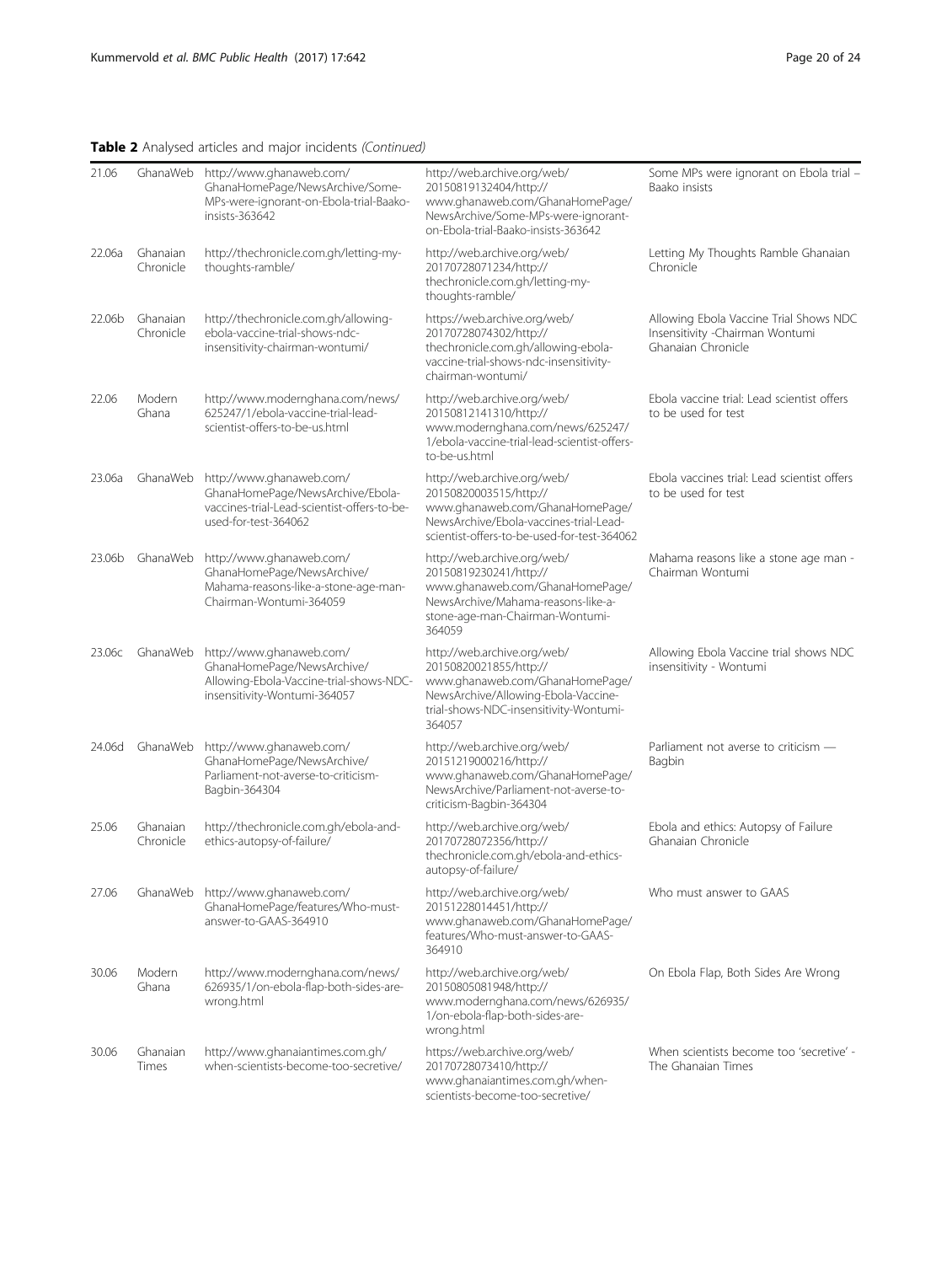**Table 2** Analysed articles and major incidents *(Continued)*

| | | | | |
|---|---|---|---|---|
| 21.06 | GhanaWeb | http://www.ghanaweb.com/GhanaHomePage/NewsArchive/Some-MPs-were-ignorant-on-Ebola-trial-Baako-insists-363642 | http://web.archive.org/web/20150819132404/http://www.ghanaweb.com/GhanaHomePage/NewsArchive/Some-MPs-were-ignorant-on-Ebola-trial-Baako-insists-363642 | Some MPs were ignorant on Ebola trial – Baako insists |
| 22.06a | Ghanaian Chronicle | http://thechronicle.com.gh/letting-my-thoughts-ramble/ | http://web.archive.org/web/20170728071234/http://thechronicle.com.gh/letting-my-thoughts-ramble/ | Letting My Thoughts Ramble Ghanaian Chronicle |
| 22.06b | Ghanaian Chronicle | http://thechronicle.com.gh/allowing-ebola-vaccine-trial-shows-ndc-insensitivity-chairman-wontumi/ | https://web.archive.org/web/20170728074302/http://thechronicle.com.gh/allowing-ebola-vaccine-trial-shows-ndc-insensitivity-chairman-wontumi/ | Allowing Ebola Vaccine Trial Shows NDC Insensitivity -Chairman Wontumi Ghanaian Chronicle |
| 22.06 | Modern Ghana | http://www.modernghana.com/news/625247/1/ebola-vaccine-trial-lead-scientist-offers-to-be-us.html | http://web.archive.org/web/20150812141310/http://www.modernghana.com/news/625247/1/ebola-vaccine-trial-lead-scientist-offers-to-be-us.html | Ebola vaccine trial: Lead scientist offers to be used for test |
| 23.06a | GhanaWeb | http://www.ghanaweb.com/GhanaHomePage/NewsArchive/Ebola-vaccines-trial-Lead-scientist-offers-to-be-used-for-test-364062 | http://web.archive.org/web/20150820003515/http://www.ghanaweb.com/GhanaHomePage/NewsArchive/Ebola-vaccines-trial-Lead-scientist-offers-to-be-used-for-test-364062 | Ebola vaccines trial: Lead scientist offers to be used for test |
| 23.06b | GhanaWeb | http://www.ghanaweb.com/GhanaHomePage/NewsArchive/Mahama-reasons-like-a-stone-age-man-Chairman-Wontumi-364059 | http://web.archive.org/web/20150819230241/http://www.ghanaweb.com/GhanaHomePage/NewsArchive/Mahama-reasons-like-a-stone-age-man-Chairman-Wontumi-364059 | Mahama reasons like a stone age man - Chairman Wontumi |
| 23.06c | GhanaWeb | http://www.ghanaweb.com/GhanaHomePage/NewsArchive/Allowing-Ebola-Vaccine-trial-shows-NDC-insensitivity-Wontumi-364057 | http://web.archive.org/web/20150820021855/http://www.ghanaweb.com/GhanaHomePage/NewsArchive/Allowing-Ebola-Vaccine-trial-shows-NDC-insensitivity-Wontumi-364057 | Allowing Ebola Vaccine trial shows NDC insensitivity - Wontumi |
| 24.06d | GhanaWeb | http://www.ghanaweb.com/GhanaHomePage/NewsArchive/Parliament-not-averse-to-criticism-Bagbin-364304 | http://web.archive.org/web/20151219000216/http://www.ghanaweb.com/GhanaHomePage/NewsArchive/Parliament-not-averse-to-criticism-Bagbin-364304 | Parliament not averse to criticism — Bagbin |
| 25.06 | Ghanaian Chronicle | http://thechronicle.com.gh/ebola-and-ethics-autopsy-of-failure/ | http://web.archive.org/web/20170728072356/http://thechronicle.com.gh/ebola-and-ethics-autopsy-of-failure/ | Ebola and ethics: Autopsy of Failure Ghanaian Chronicle |
| 27.06 | GhanaWeb | http://www.ghanaweb.com/GhanaHomePage/features/Who-must-answer-to-GAAS-364910 | http://web.archive.org/web/20151228014451/http://www.ghanaweb.com/GhanaHomePage/features/Who-must-answer-to-GAAS-364910 | Who must answer to GAAS |
| 30.06 | Modern Ghana | http://www.modernghana.com/news/626935/1/on-ebola-flap-both-sides-are-wrong.html | http://web.archive.org/web/20150805081948/http://www.modernghana.com/news/626935/1/on-ebola-flap-both-sides-are-wrong.html | On Ebola Flap, Both Sides Are Wrong |
| 30.06 | Ghanaian Times | http://www.ghanaiantimes.com.gh/when-scientists-become-too-secretive/ | https://web.archive.org/web/20170728073410/http://www.ghanaiantimes.com.gh/when-scientists-become-too-secretive/ | When scientists become too 'secretive' - The Ghanaian Times |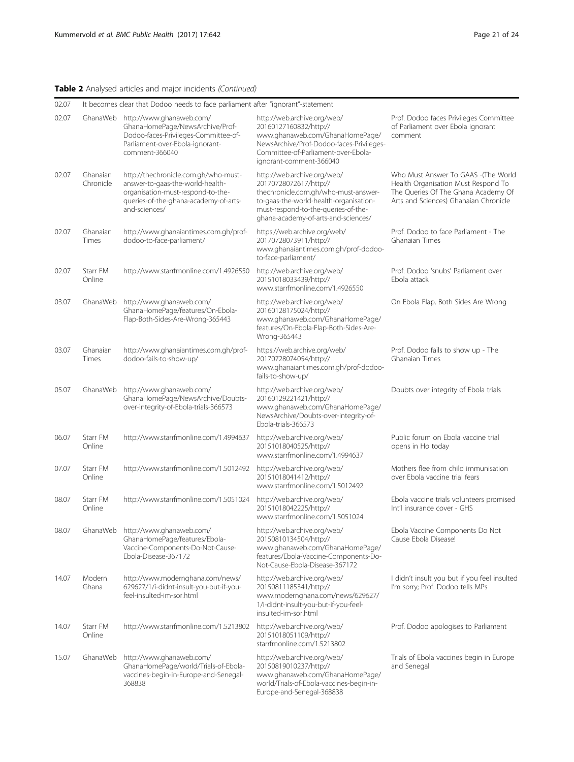**Table 2** Analysed articles and major incidents *(Continued)*

| | | | | |
|---|---|---|---|---|
| 02.07 | It becomes clear that Dodoo needs to face parliament after "ignorant"-statement | | | |
| 02.07 | GhanaWeb | http://www.ghanaweb.com/GhanaHomePage/NewsArchive/Prof-Dodoo-faces-Privileges-Committee-of-Parliament-over-Ebola-ignorant-comment-366040 | http://web.archive.org/web/20160127160832/http://www.ghanaweb.com/GhanaHomePage/NewsArchive/Prof-Dodoo-faces-Privileges-Committee-of-Parliament-over-Ebola-ignorant-comment-366040 | Prof. Dodoo faces Privileges Committee of Parliament over Ebola ignorant comment |
| 02.07 | Ghanaian Chronicle | http://thechronicle.com.gh/who-must-answer-to-gaas-the-world-health-organisation-must-respond-to-the-queries-of-the-ghana-academy-of-arts-and-sciences/ | http://web.archive.org/web/20170728072617/http://thechronicle.com.gh/who-must-answer-to-gaas-the-world-health-organisation-must-respond-to-the-queries-of-the-ghana-academy-of-arts-and-sciences/ | Who Must Answer To GAAS -(The World Health Organisation Must Respond To The Queries Of The Ghana Academy Of Arts and Sciences) Ghanaian Chronicle |
| 02.07 | Ghanaian Times | http://www.ghanaiantimes.com.gh/prof-dodoo-to-face-parliament/ | https://web.archive.org/web/20170728073911/http://www.ghanaiantimes.com.gh/prof-dodoo-to-face-parliament/ | Prof. Dodoo to face Parliament - The Ghanaian Times |
| 02.07 | Starr FM Online | http://www.starrfmonline.com/1.4926550 | http://web.archive.org/web/20151018033439/http://www.starrfmonline.com/1.4926550 | Prof. Dodoo 'snubs' Parliament over Ebola attack |
| 03.07 | GhanaWeb | http://www.ghanaweb.com/GhanaHomePage/features/On-Ebola-Flap-Both-Sides-Are-Wrong-365443 | http://web.archive.org/web/20160128175024/http://www.ghanaweb.com/GhanaHomePage/features/On-Ebola-Flap-Both-Sides-Are-Wrong-365443 | On Ebola Flap, Both Sides Are Wrong |
| 03.07 | Ghanaian Times | http://www.ghanaiantimes.com.gh/prof-dodoo-fails-to-show-up/ | https://web.archive.org/web/20170728074054/http://www.ghanaiantimes.com.gh/prof-dodoo-fails-to-show-up/ | Prof. Dodoo fails to show up - The Ghanaian Times |
| 05.07 | GhanaWeb | http://www.ghanaweb.com/GhanaHomePage/NewsArchive/Doubts-over-integrity-of-Ebola-trials-366573 | http://web.archive.org/web/20160129221421/http://www.ghanaweb.com/GhanaHomePage/NewsArchive/Doubts-over-integrity-of-Ebola-trials-366573 | Doubts over integrity of Ebola trials |
| 06.07 | Starr FM Online | http://www.starrfmonline.com/1.4994637 | http://web.archive.org/web/20151018040525/http://www.starrfmonline.com/1.4994637 | Public forum on Ebola vaccine trial opens in Ho today |
| 07.07 | Starr FM Online | http://www.starrfmonline.com/1.5012492 | http://web.archive.org/web/20151018041412/http://www.starrfmonline.com/1.5012492 | Mothers flee from child immunisation over Ebola vaccine trial fears |
| 08.07 | Starr FM Online | http://www.starrfmonline.com/1.5051024 | http://web.archive.org/web/20151018042225/http://www.starrfmonline.com/1.5051024 | Ebola vaccine trials volunteers promised Int'l insurance cover - GHS |
| 08.07 | GhanaWeb | http://www.ghanaweb.com/GhanaHomePage/features/Ebola-Vaccine-Components-Do-Not-Cause-Ebola-Disease-367172 | http://web.archive.org/web/20150810134504/http://www.ghanaweb.com/GhanaHomePage/features/Ebola-Vaccine-Components-Do-Not-Cause-Ebola-Disease-367172 | Ebola Vaccine Components Do Not Cause Ebola Disease! |
| 14.07 | Modern Ghana | http://www.modernghana.com/news/629627/1/i-didnt-insult-you-but-if-you-feel-insulted-im-sor.html | http://web.archive.org/web/20150811185341/http://www.modernghana.com/news/629627/1/i-didnt-insult-you-but-if-you-feel-insulted-im-sor.html | I didn't insult you but if you feel insulted I'm sorry; Prof. Dodoo tells MPs |
| 14.07 | Starr FM Online | http://www.starrfmonline.com/1.5213802 | http://web.archive.org/web/20151018051109/http://starrfmonline.com/1.5213802 | Prof. Dodoo apologises to Parliament |
| 15.07 | GhanaWeb | http://www.ghanaweb.com/GhanaHomePage/world/Trials-of-Ebola-vaccines-begin-in-Europe-and-Senegal-368838 | http://web.archive.org/web/20150819010237/http://www.ghanaweb.com/GhanaHomePage/world/Trials-of-Ebola-vaccines-begin-in-Europe-and-Senegal-368838 | Trials of Ebola vaccines begin in Europe and Senegal |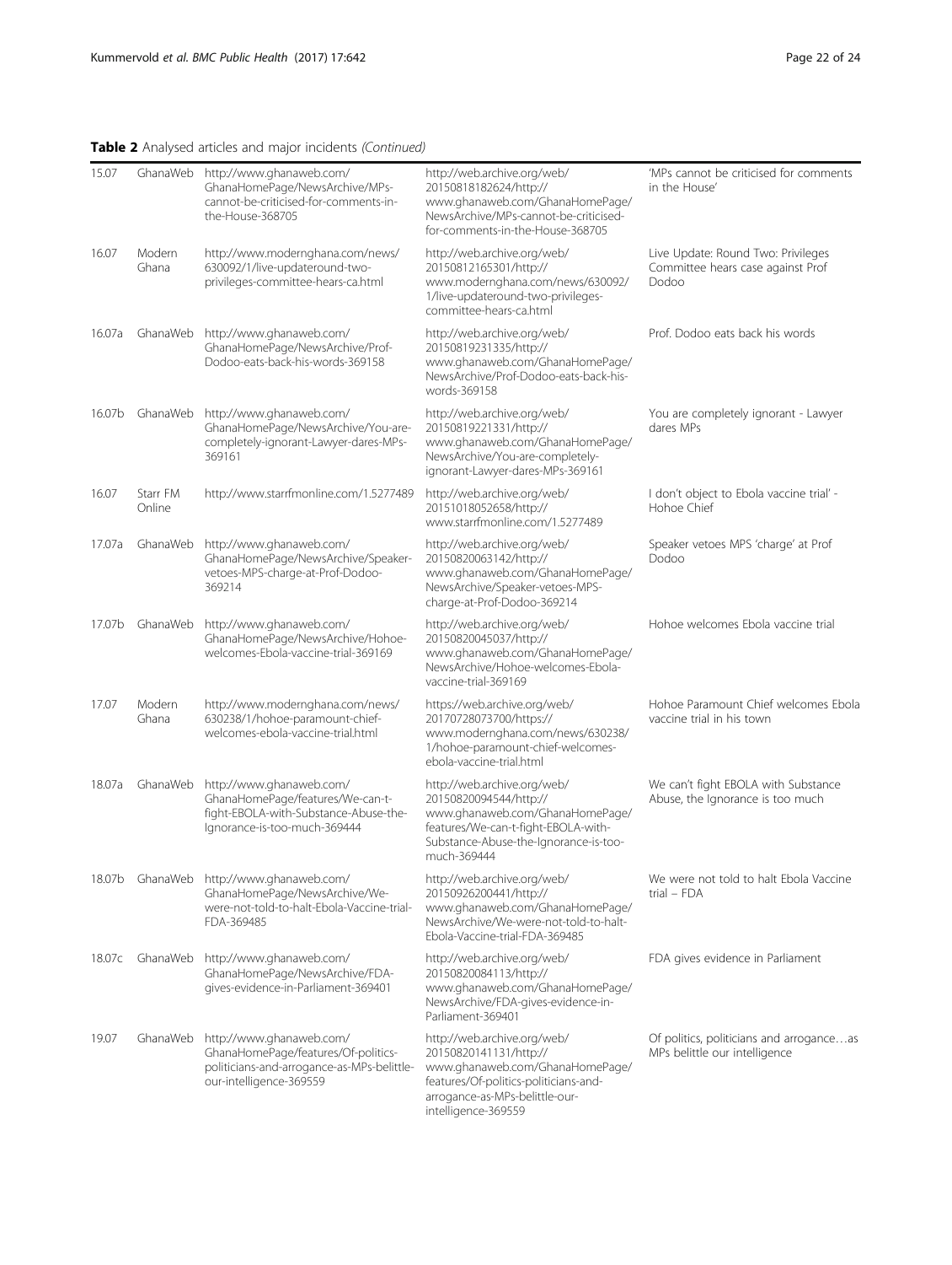**Table 2** Analysed articles and major incidents *(Continued)*

| | | | | |
|---|---|---|---|---|
| 15.07 | GhanaWeb | http://www.ghanaweb.com/GhanaHomePage/NewsArchive/MPs-cannot-be-criticised-for-comments-in-the-House-368705 | http://web.archive.org/web/20150818182624/http://www.ghanaweb.com/GhanaHomePage/NewsArchive/MPs-cannot-be-criticised-for-comments-in-the-House-368705 | 'MPs cannot be criticised for comments in the House' |
| 16.07 | Modern Ghana | http://www.modernghana.com/news/630092/1/live-updateround-two-privileges-committee-hears-ca.html | http://web.archive.org/web/20150812165301/http://www.modernghana.com/news/630092/1/live-updateround-two-privileges-committee-hears-ca.html | Live Update: Round Two: Privileges Committee hears case against Prof Dodoo |
| 16.07a | GhanaWeb | http://www.ghanaweb.com/GhanaHomePage/NewsArchive/Prof-Dodoo-eats-back-his-words-369158 | http://web.archive.org/web/20150819231335/http://www.ghanaweb.com/GhanaHomePage/NewsArchive/Prof-Dodoo-eats-back-his-words-369158 | Prof. Dodoo eats back his words |
| 16.07b | GhanaWeb | http://www.ghanaweb.com/GhanaHomePage/NewsArchive/You-are-completely-ignorant-Lawyer-dares-MPs-369161 | http://web.archive.org/web/20150819221331/http://www.ghanaweb.com/GhanaHomePage/NewsArchive/You-are-completely-ignorant-Lawyer-dares-MPs-369161 | You are completely ignorant - Lawyer dares MPs |
| 16.07 | Starr FM Online | http://www.starrfmonline.com/1.5277489 | http://web.archive.org/web/20151018052658/http://www.starrfmonline.com/1.5277489 | I don't object to Ebola vaccine trial' - Hohoe Chief |
| 17.07a | GhanaWeb | http://www.ghanaweb.com/GhanaHomePage/NewsArchive/Speaker-vetoes-MPS-charge-at-Prof-Dodoo-369214 | http://web.archive.org/web/20150820063142/http://www.ghanaweb.com/GhanaHomePage/NewsArchive/Speaker-vetoes-MPS-charge-at-Prof-Dodoo-369214 | Speaker vetoes MPS 'charge' at Prof Dodoo |
| 17.07b | GhanaWeb | http://www.ghanaweb.com/GhanaHomePage/NewsArchive/Hohoe-welcomes-Ebola-vaccine-trial-369169 | http://web.archive.org/web/20150820045037/http://www.ghanaweb.com/GhanaHomePage/NewsArchive/Hohoe-welcomes-Ebola-vaccine-trial-369169 | Hohoe welcomes Ebola vaccine trial |
| 17.07 | Modern Ghana | http://www.modernghana.com/news/630238/1/hohoe-paramount-chief-welcomes-ebola-vaccine-trial.html | https://web.archive.org/web/20170728073700/https://www.modernghana.com/news/630238/1/hohoe-paramount-chief-welcomes-ebola-vaccine-trial.html | Hohoe Paramount Chief welcomes Ebola vaccine trial in his town |
| 18.07a | GhanaWeb | http://www.ghanaweb.com/GhanaHomePage/features/We-can-t-fight-EBOLA-with-Substance-Abuse-the-Ignorance-is-too-much-369444 | http://web.archive.org/web/20150820094544/http://www.ghanaweb.com/GhanaHomePage/features/We-can-t-fight-EBOLA-with-Substance-Abuse-the-Ignorance-is-too-much-369444 | We can't fight EBOLA with Substance Abuse, the Ignorance is too much |
| 18.07b | GhanaWeb | http://www.ghanaweb.com/GhanaHomePage/NewsArchive/We-were-not-told-to-halt-Ebola-Vaccine-trial-FDA-369485 | http://web.archive.org/web/20150926200441/http://www.ghanaweb.com/GhanaHomePage/NewsArchive/We-were-not-told-to-halt-Ebola-Vaccine-trial-FDA-369485 | We were not told to halt Ebola Vaccine trial – FDA |
| 18.07c | GhanaWeb | http://www.ghanaweb.com/GhanaHomePage/NewsArchive/FDA-gives-evidence-in-Parliament-369401 | http://web.archive.org/web/20150820084113/http://www.ghanaweb.com/GhanaHomePage/NewsArchive/FDA-gives-evidence-in-Parliament-369401 | FDA gives evidence in Parliament |
| 19.07 | GhanaWeb | http://www.ghanaweb.com/GhanaHomePage/features/Of-politics-politicians-and-arrogance-as-MPs-belittle-our-intelligence-369559 | http://web.archive.org/web/20150820141131/http://www.ghanaweb.com/GhanaHomePage/features/Of-politics-politicians-and-arrogance-as-MPs-belittle-our-intelligence-369559 | Of politics, politicians and arrogance…as MPs belittle our intelligence |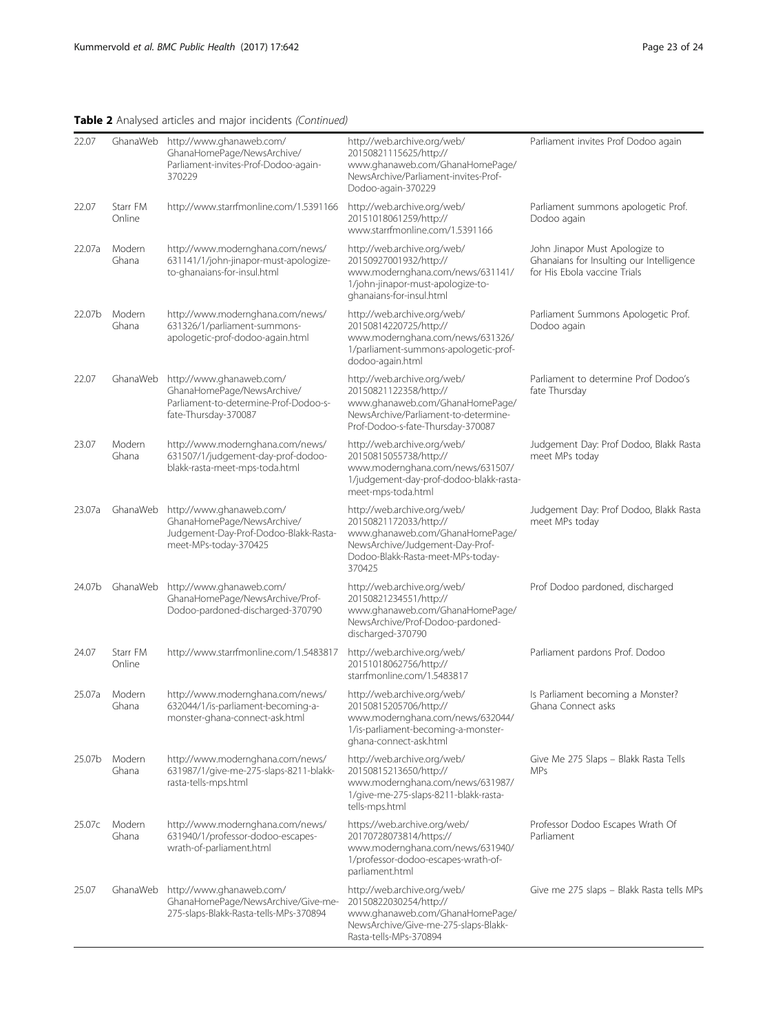**Table 2** Analysed articles and major incidents *(Continued)*

| | | | | |
|---|---|---|---|---|
| 22.07 | GhanaWeb | http://www.ghanaweb.com/GhanaHomePage/NewsArchive/Parliament-invites-Prof-Dodoo-again-370229 | http://web.archive.org/web/20150821115625/http://www.ghanaweb.com/GhanaHomePage/NewsArchive/Parliament-invites-Prof-Dodoo-again-370229 | Parliament invites Prof Dodoo again |
| 22.07 | Starr FM Online | http://www.starrfmonline.com/1.5391166 | http://web.archive.org/web/20151018061259/http://www.starrfmonline.com/1.5391166 | Parliament summons apologetic Prof. Dodoo again |
| 22.07a | Modern Ghana | http://www.modernghana.com/news/631141/1/john-jinapor-must-apologize-to-ghanaians-for-insul.html | http://web.archive.org/web/20150927001932/http://www.modernghana.com/news/631141/1/john-jinapor-must-apologize-to-ghanaians-for-insul.html | John Jinapor Must Apologize to Ghanaians for Insulting our Intelligence for His Ebola vaccine Trials |
| 22.07b | Modern Ghana | http://www.modernghana.com/news/631326/1/parliament-summons-apologetic-prof-dodoo-again.html | http://web.archive.org/web/20150814220725/http://www.modernghana.com/news/631326/1/parliament-summons-apologetic-prof-dodoo-again.html | Parliament Summons Apologetic Prof. Dodoo again |
| 22.07 | GhanaWeb | http://www.ghanaweb.com/GhanaHomePage/NewsArchive/Parliament-to-determine-Prof-Dodoo-s-fate-Thursday-370087 | http://web.archive.org/web/20150821122358/http://www.ghanaweb.com/GhanaHomePage/NewsArchive/Parliament-to-determine-Prof-Dodoo-s-fate-Thursday-370087 | Parliament to determine Prof Dodoo's fate Thursday |
| 23.07 | Modern Ghana | http://www.modernghana.com/news/631507/1/judgement-day-prof-dodoo-blakk-rasta-meet-mps-toda.html | http://web.archive.org/web/20150815055738/http://www.modernghana.com/news/631507/1/judgement-day-prof-dodoo-blakk-rasta-meet-mps-toda.html | Judgement Day: Prof Dodoo, Blakk Rasta meet MPs today |
| 23.07a | GhanaWeb | http://www.ghanaweb.com/GhanaHomePage/NewsArchive/Judgement-Day-Prof-Dodoo-Blakk-Rasta-meet-MPs-today-370425 | http://web.archive.org/web/20150821172033/http://www.ghanaweb.com/GhanaHomePage/NewsArchive/Judgement-Day-Prof-Dodoo-Blakk-Rasta-meet-MPs-today-370425 | Judgement Day: Prof Dodoo, Blakk Rasta meet MPs today |
| 24.07b | GhanaWeb | http://www.ghanaweb.com/GhanaHomePage/NewsArchive/Prof-Dodoo-pardoned-discharged-370790 | http://web.archive.org/web/20150821234551/http://www.ghanaweb.com/GhanaHomePage/NewsArchive/Prof-Dodoo-pardoned-discharged-370790 | Prof Dodoo pardoned, discharged |
| 24.07 | Starr FM Online | http://www.starrfmonline.com/1.5483817 | http://web.archive.org/web/20151018062756/http://starrfmonline.com/1.5483817 | Parliament pardons Prof. Dodoo |
| 25.07a | Modern Ghana | http://www.modernghana.com/news/632044/1/is-parliament-becoming-a-monster-ghana-connect-ask.html | http://web.archive.org/web/20150815205706/http://www.modernghana.com/news/632044/1/is-parliament-becoming-a-monster-ghana-connect-ask.html | Is Parliament becoming a Monster? Ghana Connect asks |
| 25.07b | Modern Ghana | http://www.modernghana.com/news/631987/1/give-me-275-slaps-8211-blakk-rasta-tells-mps.html | http://web.archive.org/web/20150815213650/http://www.modernghana.com/news/631987/1/give-me-275-slaps-8211-blakk-rasta-tells-mps.html | Give Me 275 Slaps – Blakk Rasta Tells MPs |
| 25.07c | Modern Ghana | http://www.modernghana.com/news/631940/1/professor-dodoo-escapes-wrath-of-parliament.html | https://web.archive.org/web/20170728073814/https://www.modernghana.com/news/631940/1/professor-dodoo-escapes-wrath-of-parliament.html | Professor Dodoo Escapes Wrath Of Parliament |
| 25.07 | GhanaWeb | http://www.ghanaweb.com/GhanaHomePage/NewsArchive/Give-me-275-slaps-Blakk-Rasta-tells-MPs-370894 | http://web.archive.org/web/20150822030254/http://www.ghanaweb.com/GhanaHomePage/NewsArchive/Give-me-275-slaps-Blakk-Rasta-tells-MPs-370894 | Give me 275 slaps – Blakk Rasta tells MPs |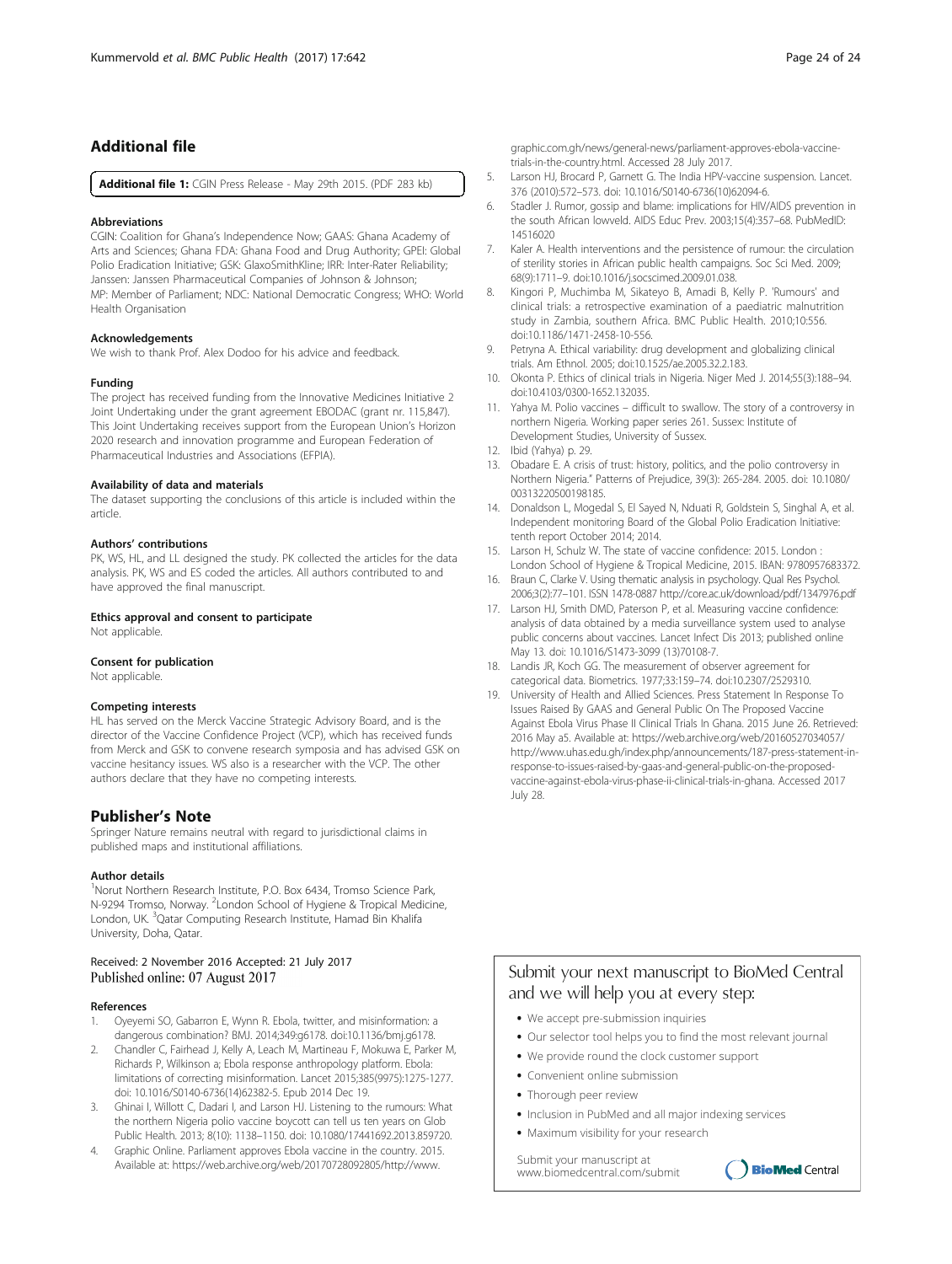## Additional file

**Additional file 1:** CGIN Press Release - May 29th 2015. (PDF 283 kb)

#### Abbreviations

CGIN: Coalition for Ghana's Independence Now; GAAS: Ghana Academy of Arts and Sciences; Ghana FDA: Ghana Food and Drug Authority; GPEI: Global Polio Eradication Initiative; GSK: GlaxoSmithKline; IRR: Inter-Rater Reliability; Janssen: Janssen Pharmaceutical Companies of Johnson & Johnson; MP: Member of Parliament; NDC: National Democratic Congress; WHO: World Health Organisation

#### Acknowledgements

We wish to thank Prof. Alex Dodoo for his advice and feedback.

#### Funding

The project has received funding from the Innovative Medicines Initiative 2 Joint Undertaking under the grant agreement EBODAC (grant nr. 115,847). This Joint Undertaking receives support from the European Union's Horizon 2020 research and innovation programme and European Federation of Pharmaceutical Industries and Associations (EFPIA).

#### Availability of data and materials

The dataset supporting the conclusions of this article is included within the article.

#### Authors' contributions

PK, WS, HL, and LL designed the study. PK collected the articles for the data analysis. PK, WS and ES coded the articles. All authors contributed to and have approved the final manuscript.

#### Ethics approval and consent to participate

Not applicable.

#### Consent for publication

Not applicable.

#### Competing interests

HL has served on the Merck Vaccine Strategic Advisory Board, and is the director of the Vaccine Confidence Project (VCP), which has received funds from Merck and GSK to convene research symposia and has advised GSK on vaccine hesitancy issues. WS also is a researcher with the VCP. The other authors declare that they have no competing interests.

## Publisher's Note

Springer Nature remains neutral with regard to jurisdictional claims in published maps and institutional affiliations.

#### Author details

[1]Norut Northern Research Institute, P.O. Box 6434, Tromso Science Park, N-9294 Tromso, Norway. [2]London School of Hygiene & Tropical Medicine, London, UK. [3]Qatar Computing Research Institute, Hamad Bin Khalifa University, Doha, Qatar.

Received: 2 November 2016 Accepted: 21 July 2017
Published online: 07 August 2017

#### References

1. Oyeyemi SO, Gabarron E, Wynn R. Ebola, twitter, and misinformation: a dangerous combination? BMJ. 2014;349:g6178. doi:10.1136/bmj.g6178.
2. Chandler C, Fairhead J, Kelly A, Leach M, Martineau F, Mokuwa E, Parker M, Richards P, Wilkinson a; Ebola response anthropology platform. Ebola: limitations of correcting misinformation. Lancet 2015;385(9975):1275-1277. doi: 10.1016/S0140-6736(14)62382-5. Epub 2014 Dec 19.
3. Ghinai I, Willott C, Dadari I, and Larson HJ. Listening to the rumours: What the northern Nigeria polio vaccine boycott can tell us ten years on Glob Public Health. 2013; 8(10): 1138–1150. doi: 10.1080/17441692.2013.859720.
4. Graphic Online. Parliament approves Ebola vaccine in the country. 2015. Available at: https://web.archive.org/web/20170728092805/http://www.graphic.com.gh/news/general-news/parliament-approves-ebola-vaccine-trials-in-the-country.html. Accessed 28 July 2017.
5. Larson HJ, Brocard P, Garnett G. The India HPV-vaccine suspension. Lancet. 376 (2010):572–573. doi: 10.1016/S0140-6736(10)62094-6.
6. Stadler J. Rumor, gossip and blame: implications for HIV/AIDS prevention in the south African lowveld. AIDS Educ Prev. 2003;15(4):357–68. PubMedID: 14516020
7. Kaler A. Health interventions and the persistence of rumour: the circulation of sterility stories in African public health campaigns. Soc Sci Med. 2009; 68(9):1711–9. doi:10.1016/j.socscimed.2009.01.038.
8. Kingori P, Muchimba M, Sikateyo B, Amadi B, Kelly P. 'Rumours' and clinical trials: a retrospective examination of a paediatric malnutrition study in Zambia, southern Africa. BMC Public Health. 2010;10:556. doi:10.1186/1471-2458-10-556.
9. Petryna A. Ethical variability: drug development and globalizing clinical trials. Am Ethnol. 2005; doi:10.1525/ae.2005.32.2.183.
10. Okonta P. Ethics of clinical trials in Nigeria. Niger Med J. 2014;55(3):188–94. doi:10.4103/0300-1652.132035.
11. Yahya M. Polio vaccines – difficult to swallow. The story of a controversy in northern Nigeria. Working paper series 261. Sussex: Institute of Development Studies, University of Sussex.
12. Ibid (Yahya) p. 29.
13. Obadare E. A crisis of trust: history, politics, and the polio controversy in Northern Nigeria." Patterns of Prejudice, 39(3): 265-284. 2005. doi: 10.1080/00313220500198185.
14. Donaldson L, Mogedal S, El Sayed N, Nduati R, Goldstein S, Singhal A, et al. Independent monitoring Board of the Global Polio Eradication Initiative: tenth report October 2014; 2014.
15. Larson H, Schulz W. The state of vaccine confidence: 2015. London : London School of Hygiene & Tropical Medicine, 2015. IBAN: 9780957683372.
16. Braun C, Clarke V. Using thematic analysis in psychology. Qual Res Psychol. 2006;3(2):77–101. ISSN 1478-0887 http://core.ac.uk/download/pdf/1347976.pdf
17. Larson HJ, Smith DMD, Paterson P, et al. Measuring vaccine confidence: analysis of data obtained by a media surveillance system used to analyse public concerns about vaccines. Lancet Infect Dis 2013; published online May 13. doi: 10.1016/S1473-3099 (13)70108-7.
18. Landis JR, Koch GG. The measurement of observer agreement for categorical data. Biometrics. 1977;33:159–74. doi:10.2307/2529310.
19. University of Health and Allied Sciences. Press Statement In Response To Issues Raised By GAAS and General Public On The Proposed Vaccine Against Ebola Virus Phase II Clinical Trials In Ghana. 2015 June 26. Retrieved: 2016 May a5. Available at: https://web.archive.org/web/20160527034057/http://www.uhas.edu.gh/index.php/announcements/187-press-statement-in-response-to-issues-raised-by-gaas-and-general-public-on-the-proposed-vaccine-against-ebola-virus-phase-ii-clinical-trials-in-ghana. Accessed 2017 July 28.

Submit your next manuscript to BioMed Central and we will help you at every step:

- We accept pre-submission inquiries
- Our selector tool helps you to find the most relevant journal
- We provide round the clock customer support
- Convenient online submission
- Thorough peer review
- Inclusion in PubMed and all major indexing services
- Maximum visibility for your research

Submit your manuscript at
www.biomedcentral.com/submit

BioMed Central